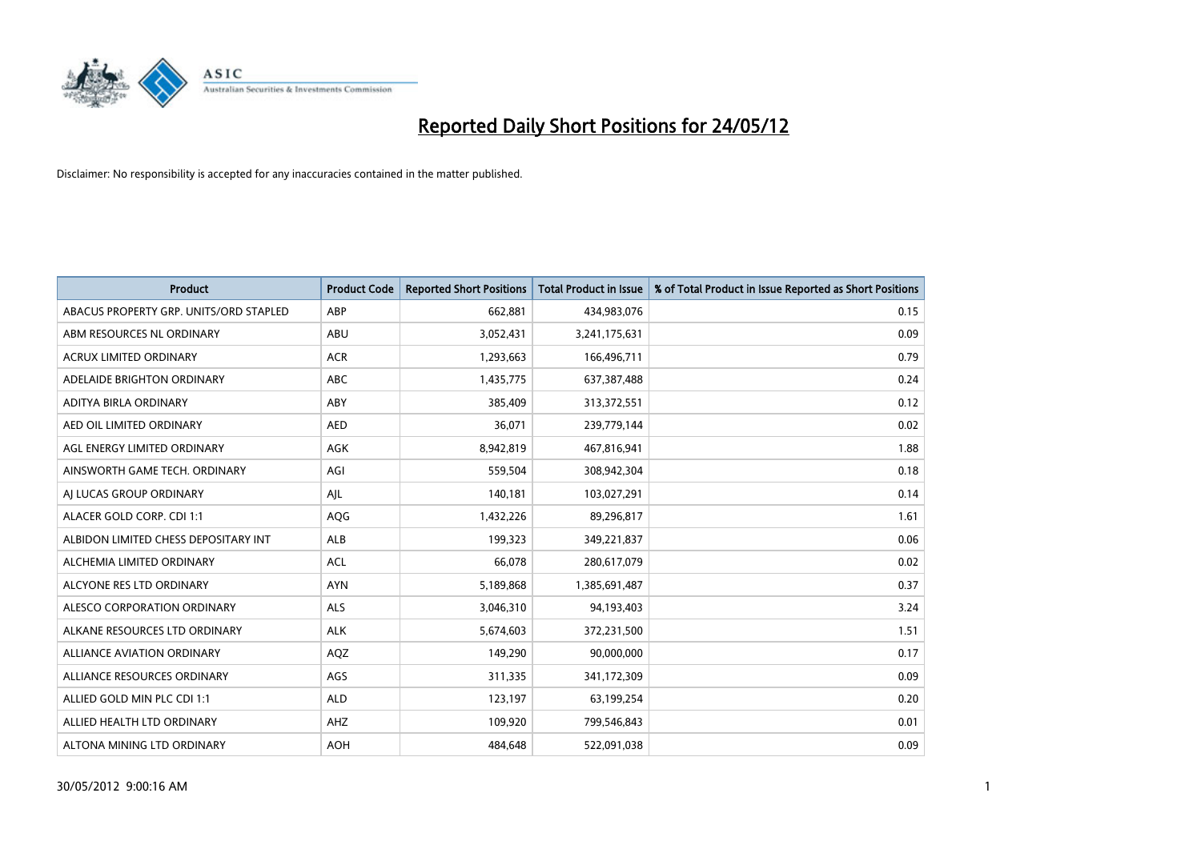# Reported Daily Short Positions for 24/05/12

Disclaimer: No responsibility is accepted for any inaccuracies contained in the matter published.

| Product | Product Code | Reported Short Positions | Total Product in Issue | % of Total Product in Issue Reported as Short Positions |
|---|---|---|---|---|
| ABACUS PROPERTY GRP. UNITS/ORD STAPLED | ABP | 662,881 | 434,983,076 | 0.15 |
| ABM RESOURCES NL ORDINARY | ABU | 3,052,431 | 3,241,175,631 | 0.09 |
| ACRUX LIMITED ORDINARY | ACR | 1,293,663 | 166,496,711 | 0.79 |
| ADELAIDE BRIGHTON ORDINARY | ABC | 1,435,775 | 637,387,488 | 0.24 |
| ADITYA BIRLA ORDINARY | ABY | 385,409 | 313,372,551 | 0.12 |
| AED OIL LIMITED ORDINARY | AED | 36,071 | 239,779,144 | 0.02 |
| AGL ENERGY LIMITED ORDINARY | AGK | 8,942,819 | 467,816,941 | 1.88 |
| AINSWORTH GAME TECH. ORDINARY | AGI | 559,504 | 308,942,304 | 0.18 |
| AJ LUCAS GROUP ORDINARY | AJL | 140,181 | 103,027,291 | 0.14 |
| ALACER GOLD CORP. CDI 1:1 | AQG | 1,432,226 | 89,296,817 | 1.61 |
| ALBIDON LIMITED CHESS DEPOSITARY INT | ALB | 199,323 | 349,221,837 | 0.06 |
| ALCHEMIA LIMITED ORDINARY | ACL | 66,078 | 280,617,079 | 0.02 |
| ALCYONE RES LTD ORDINARY | AYN | 5,189,868 | 1,385,691,487 | 0.37 |
| ALESCO CORPORATION ORDINARY | ALS | 3,046,310 | 94,193,403 | 3.24 |
| ALKANE RESOURCES LTD ORDINARY | ALK | 5,674,603 | 372,231,500 | 1.51 |
| ALLIANCE AVIATION ORDINARY | AQZ | 149,290 | 90,000,000 | 0.17 |
| ALLIANCE RESOURCES ORDINARY | AGS | 311,335 | 341,172,309 | 0.09 |
| ALLIED GOLD MIN PLC CDI 1:1 | ALD | 123,197 | 63,199,254 | 0.20 |
| ALLIED HEALTH LTD ORDINARY | AHZ | 109,920 | 799,546,843 | 0.01 |
| ALTONA MINING LTD ORDINARY | AOH | 484,648 | 522,091,038 | 0.09 |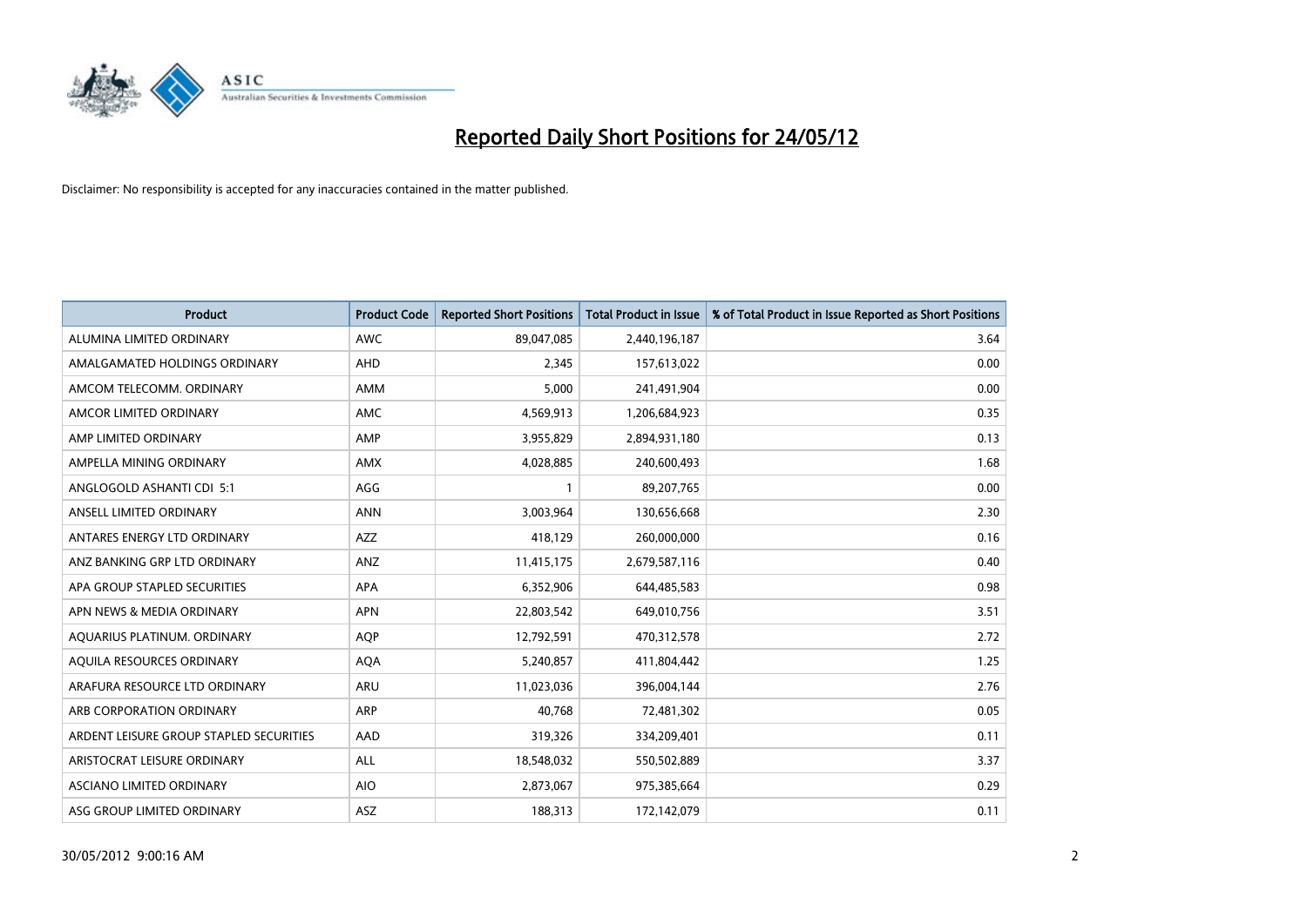# Reported Daily Short Positions for 24/05/12

Disclaimer: No responsibility is accepted for any inaccuracies contained in the matter published.

| Product | Product Code | Reported Short Positions | Total Product in Issue | % of Total Product in Issue Reported as Short Positions |
|---|---|---|---|---|
| ALUMINA LIMITED ORDINARY | AWC | 89,047,085 | 2,440,196,187 | 3.64 |
| AMALGAMATED HOLDINGS ORDINARY | AHD | 2,345 | 157,613,022 | 0.00 |
| AMCOM TELECOMM. ORDINARY | AMM | 5,000 | 241,491,904 | 0.00 |
| AMCOR LIMITED ORDINARY | AMC | 4,569,913 | 1,206,684,923 | 0.35 |
| AMP LIMITED ORDINARY | AMP | 3,955,829 | 2,894,931,180 | 0.13 |
| AMPELLA MINING ORDINARY | AMX | 4,028,885 | 240,600,493 | 1.68 |
| ANGLOGOLD ASHANTI CDI 5:1 | AGG | 1 | 89,207,765 | 0.00 |
| ANSELL LIMITED ORDINARY | ANN | 3,003,964 | 130,656,668 | 2.30 |
| ANTARES ENERGY LTD ORDINARY | AZZ | 418,129 | 260,000,000 | 0.16 |
| ANZ BANKING GRP LTD ORDINARY | ANZ | 11,415,175 | 2,679,587,116 | 0.40 |
| APA GROUP STAPLED SECURITIES | APA | 6,352,906 | 644,485,583 | 0.98 |
| APN NEWS & MEDIA ORDINARY | APN | 22,803,542 | 649,010,756 | 3.51 |
| AQUARIUS PLATINUM. ORDINARY | AQP | 12,792,591 | 470,312,578 | 2.72 |
| AQUILA RESOURCES ORDINARY | AQA | 5,240,857 | 411,804,442 | 1.25 |
| ARAFURA RESOURCE LTD ORDINARY | ARU | 11,023,036 | 396,004,144 | 2.76 |
| ARB CORPORATION ORDINARY | ARP | 40,768 | 72,481,302 | 0.05 |
| ARDENT LEISURE GROUP STAPLED SECURITIES | AAD | 319,326 | 334,209,401 | 0.11 |
| ARISTOCRAT LEISURE ORDINARY | ALL | 18,548,032 | 550,502,889 | 3.37 |
| ASCIANO LIMITED ORDINARY | AIO | 2,873,067 | 975,385,664 | 0.29 |
| ASG GROUP LIMITED ORDINARY | ASZ | 188,313 | 172,142,079 | 0.11 |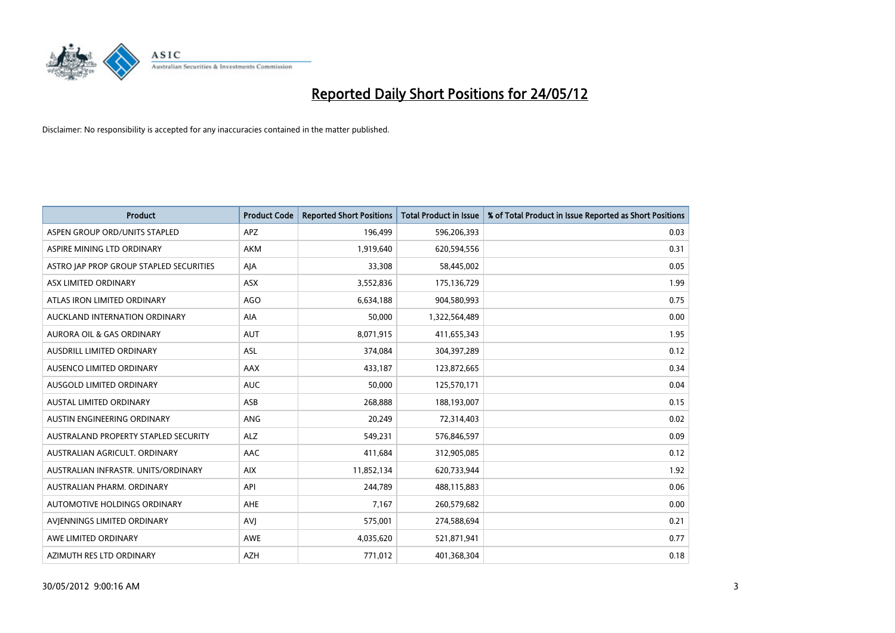# Reported Daily Short Positions for 24/05/12

Disclaimer: No responsibility is accepted for any inaccuracies contained in the matter published.

| Product | Product Code | Reported Short Positions | Total Product in Issue | % of Total Product in Issue Reported as Short Positions |
|---|---|---|---|---|
| ASPEN GROUP ORD/UNITS STAPLED | APZ | 196,499 | 596,206,393 | 0.03 |
| ASPIRE MINING LTD ORDINARY | AKM | 1,919,640 | 620,594,556 | 0.31 |
| ASTRO JAP PROP GROUP STAPLED SECURITIES | AJA | 33,308 | 58,445,002 | 0.05 |
| ASX LIMITED ORDINARY | ASX | 3,552,836 | 175,136,729 | 1.99 |
| ATLAS IRON LIMITED ORDINARY | AGO | 6,634,188 | 904,580,993 | 0.75 |
| AUCKLAND INTERNATION ORDINARY | AIA | 50,000 | 1,322,564,489 | 0.00 |
| AURORA OIL & GAS ORDINARY | AUT | 8,071,915 | 411,655,343 | 1.95 |
| AUSDRILL LIMITED ORDINARY | ASL | 374,084 | 304,397,289 | 0.12 |
| AUSENCO LIMITED ORDINARY | AAX | 433,187 | 123,872,665 | 0.34 |
| AUSGOLD LIMITED ORDINARY | AUC | 50,000 | 125,570,171 | 0.04 |
| AUSTAL LIMITED ORDINARY | ASB | 268,888 | 188,193,007 | 0.15 |
| AUSTIN ENGINEERING ORDINARY | ANG | 20,249 | 72,314,403 | 0.02 |
| AUSTRALAND PROPERTY STAPLED SECURITY | ALZ | 549,231 | 576,846,597 | 0.09 |
| AUSTRALIAN AGRICULT. ORDINARY | AAC | 411,684 | 312,905,085 | 0.12 |
| AUSTRALIAN INFRASTR. UNITS/ORDINARY | AIX | 11,852,134 | 620,733,944 | 1.92 |
| AUSTRALIAN PHARM. ORDINARY | API | 244,789 | 488,115,883 | 0.06 |
| AUTOMOTIVE HOLDINGS ORDINARY | AHE | 7,167 | 260,579,682 | 0.00 |
| AVJENNINGS LIMITED ORDINARY | AVJ | 575,001 | 274,588,694 | 0.21 |
| AWE LIMITED ORDINARY | AWE | 4,035,620 | 521,871,941 | 0.77 |
| AZIMUTH RES LTD ORDINARY | AZH | 771,012 | 401,368,304 | 0.18 |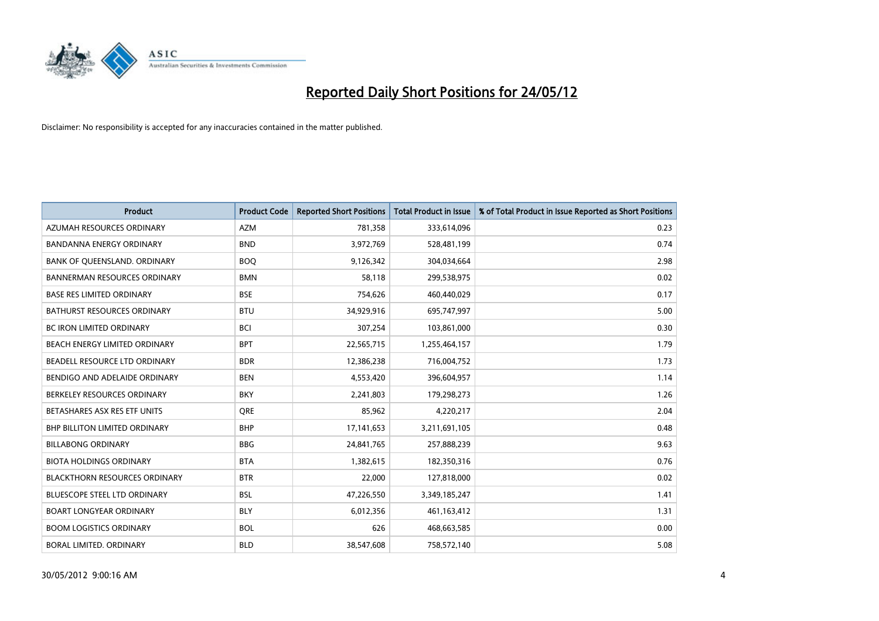# Reported Daily Short Positions for 24/05/12

Disclaimer: No responsibility is accepted for any inaccuracies contained in the matter published.

| Product | Product Code | Reported Short Positions | Total Product in Issue | % of Total Product in Issue Reported as Short Positions |
|---|---|---|---|---|
| AZUMAH RESOURCES ORDINARY | AZM | 781,358 | 333,614,096 | 0.23 |
| BANDANNA ENERGY ORDINARY | BND | 3,972,769 | 528,481,199 | 0.74 |
| BANK OF QUEENSLAND. ORDINARY | BOQ | 9,126,342 | 304,034,664 | 2.98 |
| BANNERMAN RESOURCES ORDINARY | BMN | 58,118 | 299,538,975 | 0.02 |
| BASE RES LIMITED ORDINARY | BSE | 754,626 | 460,440,029 | 0.17 |
| BATHURST RESOURCES ORDINARY | BTU | 34,929,916 | 695,747,997 | 5.00 |
| BC IRON LIMITED ORDINARY | BCI | 307,254 | 103,861,000 | 0.30 |
| BEACH ENERGY LIMITED ORDINARY | BPT | 22,565,715 | 1,255,464,157 | 1.79 |
| BEADELL RESOURCE LTD ORDINARY | BDR | 12,386,238 | 716,004,752 | 1.73 |
| BENDIGO AND ADELAIDE ORDINARY | BEN | 4,553,420 | 396,604,957 | 1.14 |
| BERKELEY RESOURCES ORDINARY | BKY | 2,241,803 | 179,298,273 | 1.26 |
| BETASHARES ASX RES ETF UNITS | QRE | 85,962 | 4,220,217 | 2.04 |
| BHP BILLITON LIMITED ORDINARY | BHP | 17,141,653 | 3,211,691,105 | 0.48 |
| BILLABONG ORDINARY | BBG | 24,841,765 | 257,888,239 | 9.63 |
| BIOTA HOLDINGS ORDINARY | BTA | 1,382,615 | 182,350,316 | 0.76 |
| BLACKTHORN RESOURCES ORDINARY | BTR | 22,000 | 127,818,000 | 0.02 |
| BLUESCOPE STEEL LTD ORDINARY | BSL | 47,226,550 | 3,349,185,247 | 1.41 |
| BOART LONGYEAR ORDINARY | BLY | 6,012,356 | 461,163,412 | 1.31 |
| BOOM LOGISTICS ORDINARY | BOL | 626 | 468,663,585 | 0.00 |
| BORAL LIMITED. ORDINARY | BLD | 38,547,608 | 758,572,140 | 5.08 |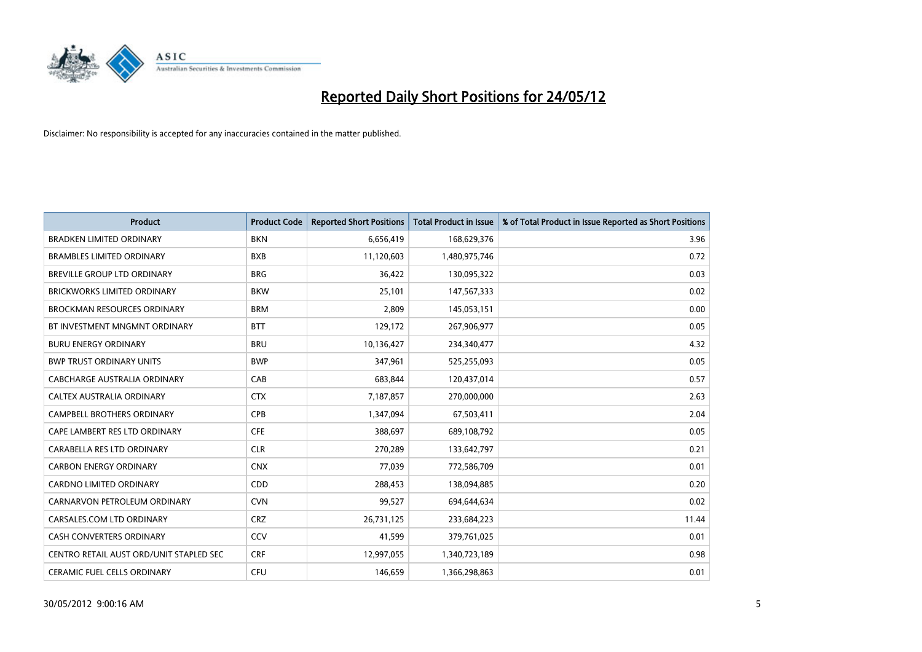# Reported Daily Short Positions for 24/05/12

Disclaimer: No responsibility is accepted for any inaccuracies contained in the matter published.

| Product | Product Code | Reported Short Positions | Total Product in Issue | % of Total Product in Issue Reported as Short Positions |
|---|---|---|---|---|
| BRADKEN LIMITED ORDINARY | BKN | 6,656,419 | 168,629,376 | 3.96 |
| BRAMBLES LIMITED ORDINARY | BXB | 11,120,603 | 1,480,975,746 | 0.72 |
| BREVILLE GROUP LTD ORDINARY | BRG | 36,422 | 130,095,322 | 0.03 |
| BRICKWORKS LIMITED ORDINARY | BKW | 25,101 | 147,567,333 | 0.02 |
| BROCKMAN RESOURCES ORDINARY | BRM | 2,809 | 145,053,151 | 0.00 |
| BT INVESTMENT MNGMNT ORDINARY | BTT | 129,172 | 267,906,977 | 0.05 |
| BURU ENERGY ORDINARY | BRU | 10,136,427 | 234,340,477 | 4.32 |
| BWP TRUST ORDINARY UNITS | BWP | 347,961 | 525,255,093 | 0.05 |
| CABCHARGE AUSTRALIA ORDINARY | CAB | 683,844 | 120,437,014 | 0.57 |
| CALTEX AUSTRALIA ORDINARY | CTX | 7,187,857 | 270,000,000 | 2.63 |
| CAMPBELL BROTHERS ORDINARY | CPB | 1,347,094 | 67,503,411 | 2.04 |
| CAPE LAMBERT RES LTD ORDINARY | CFE | 388,697 | 689,108,792 | 0.05 |
| CARABELLA RES LTD ORDINARY | CLR | 270,289 | 133,642,797 | 0.21 |
| CARBON ENERGY ORDINARY | CNX | 77,039 | 772,586,709 | 0.01 |
| CARDNO LIMITED ORDINARY | CDD | 288,453 | 138,094,885 | 0.20 |
| CARNARVON PETROLEUM ORDINARY | CVN | 99,527 | 694,644,634 | 0.02 |
| CARSALES.COM LTD ORDINARY | CRZ | 26,731,125 | 233,684,223 | 11.44 |
| CASH CONVERTERS ORDINARY | CCV | 41,599 | 379,761,025 | 0.01 |
| CENTRO RETAIL AUST ORD/UNIT STAPLED SEC | CRF | 12,997,055 | 1,340,723,189 | 0.98 |
| CERAMIC FUEL CELLS ORDINARY | CFU | 146,659 | 1,366,298,863 | 0.01 |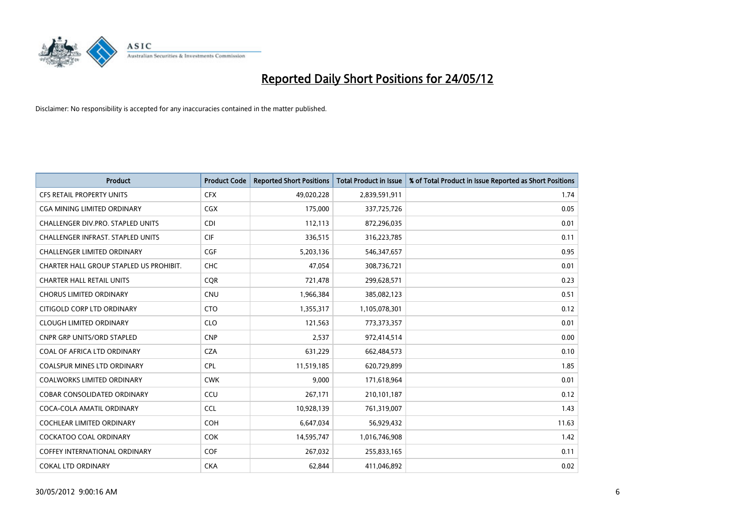# Reported Daily Short Positions for 24/05/12

Disclaimer: No responsibility is accepted for any inaccuracies contained in the matter published.

| Product | Product Code | Reported Short Positions | Total Product in Issue | % of Total Product in Issue Reported as Short Positions |
|---|---|---|---|---|
| CFS RETAIL PROPERTY UNITS | CFX | 49,020,228 | 2,839,591,911 | 1.74 |
| CGA MINING LIMITED ORDINARY | CGX | 175,000 | 337,725,726 | 0.05 |
| CHALLENGER DIV.PRO. STAPLED UNITS | CDI | 112,113 | 872,296,035 | 0.01 |
| CHALLENGER INFRAST. STAPLED UNITS | CIF | 336,515 | 316,223,785 | 0.11 |
| CHALLENGER LIMITED ORDINARY | CGF | 5,203,136 | 546,347,657 | 0.95 |
| CHARTER HALL GROUP STAPLED US PROHIBIT. | CHC | 47,054 | 308,736,721 | 0.01 |
| CHARTER HALL RETAIL UNITS | CQR | 721,478 | 299,628,571 | 0.23 |
| CHORUS LIMITED ORDINARY | CNU | 1,966,384 | 385,082,123 | 0.51 |
| CITIGOLD CORP LTD ORDINARY | CTO | 1,355,317 | 1,105,078,301 | 0.12 |
| CLOUGH LIMITED ORDINARY | CLO | 121,563 | 773,373,357 | 0.01 |
| CNPR GRP UNITS/ORD STAPLED | CNP | 2,537 | 972,414,514 | 0.00 |
| COAL OF AFRICA LTD ORDINARY | CZA | 631,229 | 662,484,573 | 0.10 |
| COALSPUR MINES LTD ORDINARY | CPL | 11,519,185 | 620,729,899 | 1.85 |
| COALWORKS LIMITED ORDINARY | CWK | 9,000 | 171,618,964 | 0.01 |
| COBAR CONSOLIDATED ORDINARY | CCU | 267,171 | 210,101,187 | 0.12 |
| COCA-COLA AMATIL ORDINARY | CCL | 10,928,139 | 761,319,007 | 1.43 |
| COCHLEAR LIMITED ORDINARY | COH | 6,647,034 | 56,929,432 | 11.63 |
| COCKATOO COAL ORDINARY | COK | 14,595,747 | 1,016,746,908 | 1.42 |
| COFFEY INTERNATIONAL ORDINARY | COF | 267,032 | 255,833,165 | 0.11 |
| COKAL LTD ORDINARY | CKA | 62,844 | 411,046,892 | 0.02 |

30/05/2012 9:00:16 AM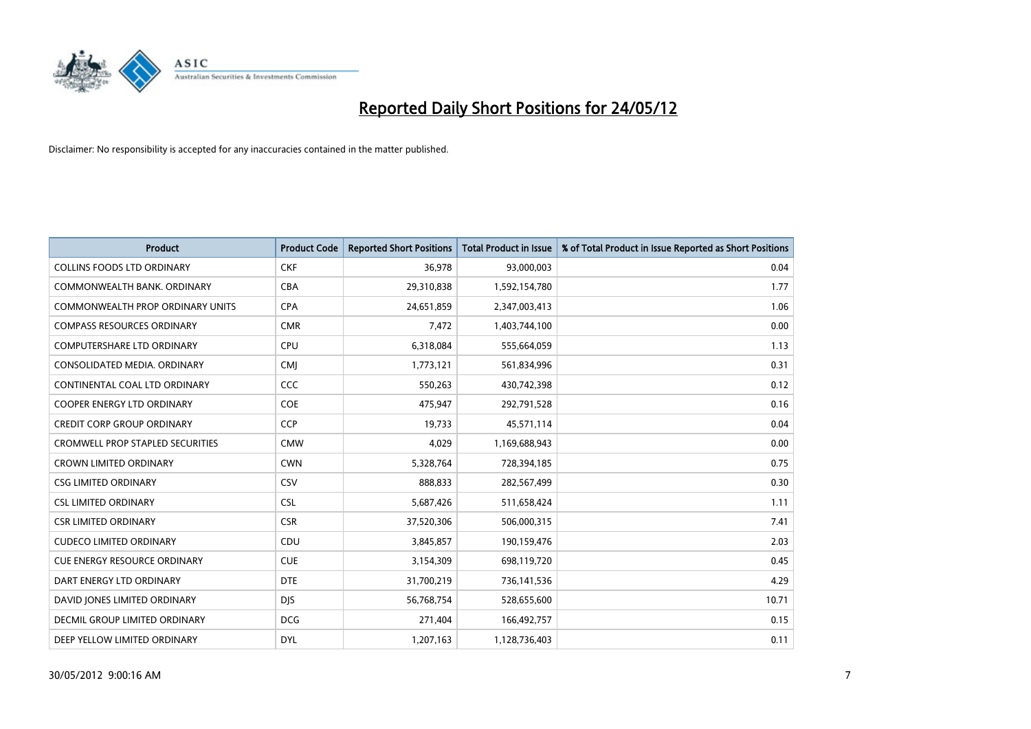# Reported Daily Short Positions for 24/05/12

Disclaimer: No responsibility is accepted for any inaccuracies contained in the matter published.

| Product | Product Code | Reported Short Positions | Total Product in Issue | % of Total Product in Issue Reported as Short Positions |
|---|---|---|---|---|
| COLLINS FOODS LTD ORDINARY | CKF | 36,978 | 93,000,003 | 0.04 |
| COMMONWEALTH BANK. ORDINARY | CBA | 29,310,838 | 1,592,154,780 | 1.77 |
| COMMONWEALTH PROP ORDINARY UNITS | CPA | 24,651,859 | 2,347,003,413 | 1.06 |
| COMPASS RESOURCES ORDINARY | CMR | 7,472 | 1,403,744,100 | 0.00 |
| COMPUTERSHARE LTD ORDINARY | CPU | 6,318,084 | 555,664,059 | 1.13 |
| CONSOLIDATED MEDIA. ORDINARY | CMJ | 1,773,121 | 561,834,996 | 0.31 |
| CONTINENTAL COAL LTD ORDINARY | CCC | 550,263 | 430,742,398 | 0.12 |
| COOPER ENERGY LTD ORDINARY | COE | 475,947 | 292,791,528 | 0.16 |
| CREDIT CORP GROUP ORDINARY | CCP | 19,733 | 45,571,114 | 0.04 |
| CROMWELL PROP STAPLED SECURITIES | CMW | 4,029 | 1,169,688,943 | 0.00 |
| CROWN LIMITED ORDINARY | CWN | 5,328,764 | 728,394,185 | 0.75 |
| CSG LIMITED ORDINARY | CSV | 888,833 | 282,567,499 | 0.30 |
| CSL LIMITED ORDINARY | CSL | 5,687,426 | 511,658,424 | 1.11 |
| CSR LIMITED ORDINARY | CSR | 37,520,306 | 506,000,315 | 7.41 |
| CUDECO LIMITED ORDINARY | CDU | 3,845,857 | 190,159,476 | 2.03 |
| CUE ENERGY RESOURCE ORDINARY | CUE | 3,154,309 | 698,119,720 | 0.45 |
| DART ENERGY LTD ORDINARY | DTE | 31,700,219 | 736,141,536 | 4.29 |
| DAVID JONES LIMITED ORDINARY | DJS | 56,768,754 | 528,655,600 | 10.71 |
| DECMIL GROUP LIMITED ORDINARY | DCG | 271,404 | 166,492,757 | 0.15 |
| DEEP YELLOW LIMITED ORDINARY | DYL | 1,207,163 | 1,128,736,403 | 0.11 |

30/05/2012 9:00:16 AM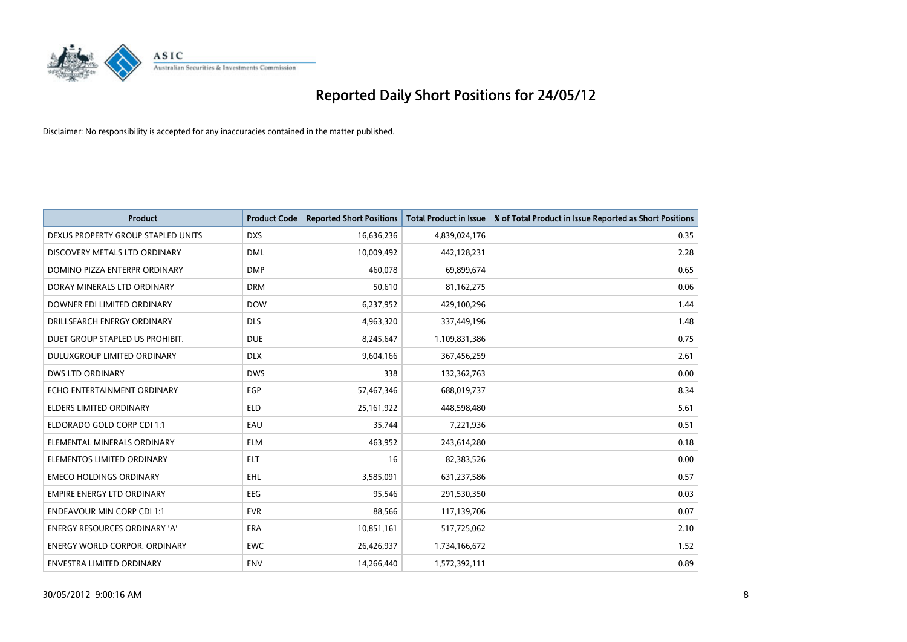# Reported Daily Short Positions for 24/05/12

Disclaimer: No responsibility is accepted for any inaccuracies contained in the matter published.

| Product | Product Code | Reported Short Positions | Total Product in Issue | % of Total Product in Issue Reported as Short Positions |
|---|---|---|---|---|
| DEXUS PROPERTY GROUP STAPLED UNITS | DXS | 16,636,236 | 4,839,024,176 | 0.35 |
| DISCOVERY METALS LTD ORDINARY | DML | 10,009,492 | 442,128,231 | 2.28 |
| DOMINO PIZZA ENTERPR ORDINARY | DMP | 460,078 | 69,899,674 | 0.65 |
| DORAY MINERALS LTD ORDINARY | DRM | 50,610 | 81,162,275 | 0.06 |
| DOWNER EDI LIMITED ORDINARY | DOW | 6,237,952 | 429,100,296 | 1.44 |
| DRILLSEARCH ENERGY ORDINARY | DLS | 4,963,320 | 337,449,196 | 1.48 |
| DUET GROUP STAPLED US PROHIBIT. | DUE | 8,245,647 | 1,109,831,386 | 0.75 |
| DULUXGROUP LIMITED ORDINARY | DLX | 9,604,166 | 367,456,259 | 2.61 |
| DWS LTD ORDINARY | DWS | 338 | 132,362,763 | 0.00 |
| ECHO ENTERTAINMENT ORDINARY | EGP | 57,467,346 | 688,019,737 | 8.34 |
| ELDERS LIMITED ORDINARY | ELD | 25,161,922 | 448,598,480 | 5.61 |
| ELDORADO GOLD CORP CDI 1:1 | EAU | 35,744 | 7,221,936 | 0.51 |
| ELEMENTAL MINERALS ORDINARY | ELM | 463,952 | 243,614,280 | 0.18 |
| ELEMENTOS LIMITED ORDINARY | ELT | 16 | 82,383,526 | 0.00 |
| EMECO HOLDINGS ORDINARY | EHL | 3,585,091 | 631,237,586 | 0.57 |
| EMPIRE ENERGY LTD ORDINARY | EEG | 95,546 | 291,530,350 | 0.03 |
| ENDEAVOUR MIN CORP CDI 1:1 | EVR | 88,566 | 117,139,706 | 0.07 |
| ENERGY RESOURCES ORDINARY 'A' | ERA | 10,851,161 | 517,725,062 | 2.10 |
| ENERGY WORLD CORPOR. ORDINARY | EWC | 26,426,937 | 1,734,166,672 | 1.52 |
| ENVESTRA LIMITED ORDINARY | ENV | 14,266,440 | 1,572,392,111 | 0.89 |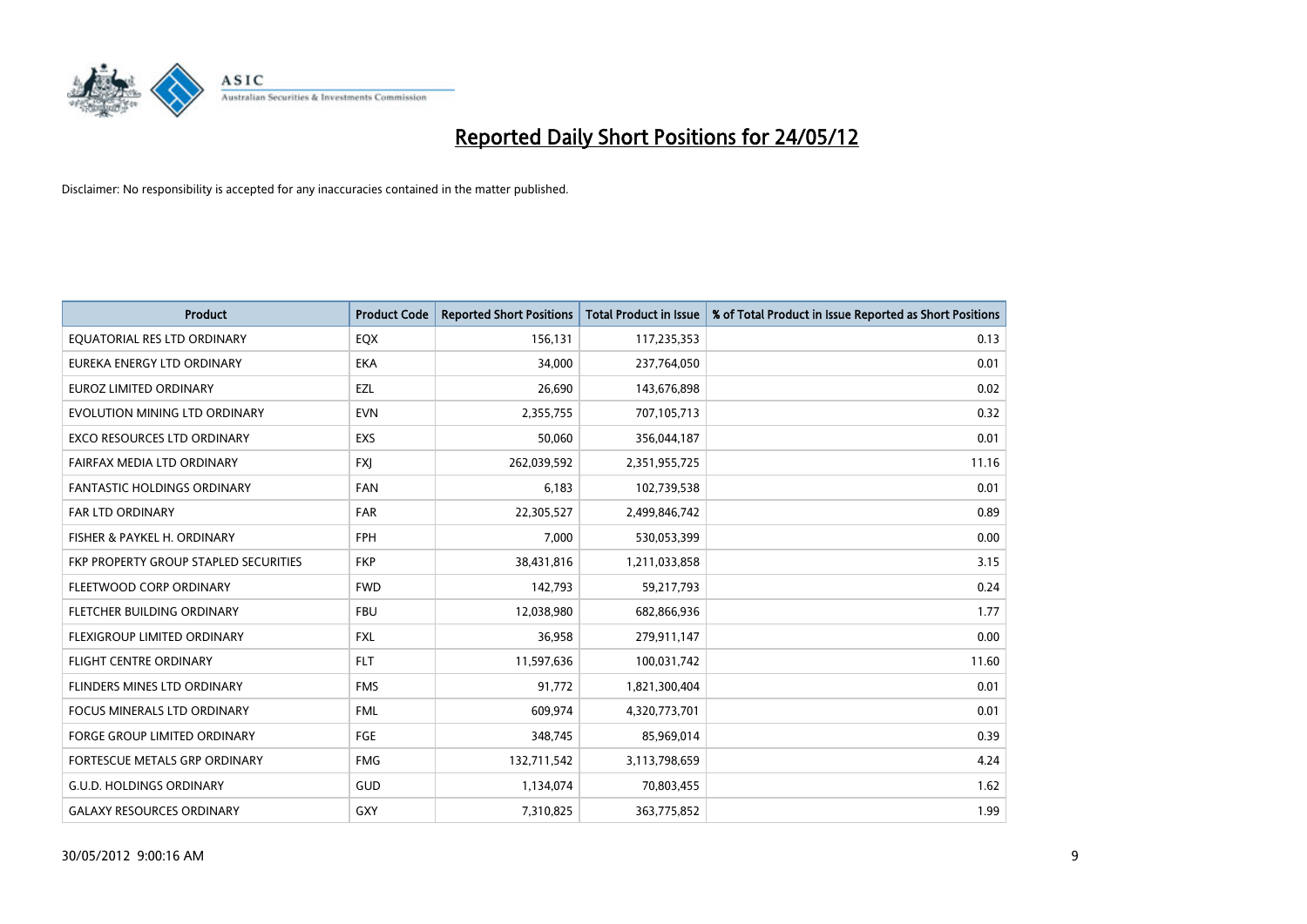# Reported Daily Short Positions for 24/05/12

Disclaimer: No responsibility is accepted for any inaccuracies contained in the matter published.

| Product | Product Code | Reported Short Positions | Total Product in Issue | % of Total Product in Issue Reported as Short Positions |
|---|---|---|---|---|
| EQUATORIAL RES LTD ORDINARY | EQX | 156,131 | 117,235,353 | 0.13 |
| EUREKA ENERGY LTD ORDINARY | EKA | 34,000 | 237,764,050 | 0.01 |
| EUROZ LIMITED ORDINARY | EZL | 26,690 | 143,676,898 | 0.02 |
| EVOLUTION MINING LTD ORDINARY | EVN | 2,355,755 | 707,105,713 | 0.32 |
| EXCO RESOURCES LTD ORDINARY | EXS | 50,060 | 356,044,187 | 0.01 |
| FAIRFAX MEDIA LTD ORDINARY | FXJ | 262,039,592 | 2,351,955,725 | 11.16 |
| FANTASTIC HOLDINGS ORDINARY | FAN | 6,183 | 102,739,538 | 0.01 |
| FAR LTD ORDINARY | FAR | 22,305,527 | 2,499,846,742 | 0.89 |
| FISHER & PAYKEL H. ORDINARY | FPH | 7,000 | 530,053,399 | 0.00 |
| FKP PROPERTY GROUP STAPLED SECURITIES | FKP | 38,431,816 | 1,211,033,858 | 3.15 |
| FLEETWOOD CORP ORDINARY | FWD | 142,793 | 59,217,793 | 0.24 |
| FLETCHER BUILDING ORDINARY | FBU | 12,038,980 | 682,866,936 | 1.77 |
| FLEXIGROUP LIMITED ORDINARY | FXL | 36,958 | 279,911,147 | 0.00 |
| FLIGHT CENTRE ORDINARY | FLT | 11,597,636 | 100,031,742 | 11.60 |
| FLINDERS MINES LTD ORDINARY | FMS | 91,772 | 1,821,300,404 | 0.01 |
| FOCUS MINERALS LTD ORDINARY | FML | 609,974 | 4,320,773,701 | 0.01 |
| FORGE GROUP LIMITED ORDINARY | FGE | 348,745 | 85,969,014 | 0.39 |
| FORTESCUE METALS GRP ORDINARY | FMG | 132,711,542 | 3,113,798,659 | 4.24 |
| G.U.D. HOLDINGS ORDINARY | GUD | 1,134,074 | 70,803,455 | 1.62 |
| GALAXY RESOURCES ORDINARY | GXY | 7,310,825 | 363,775,852 | 1.99 |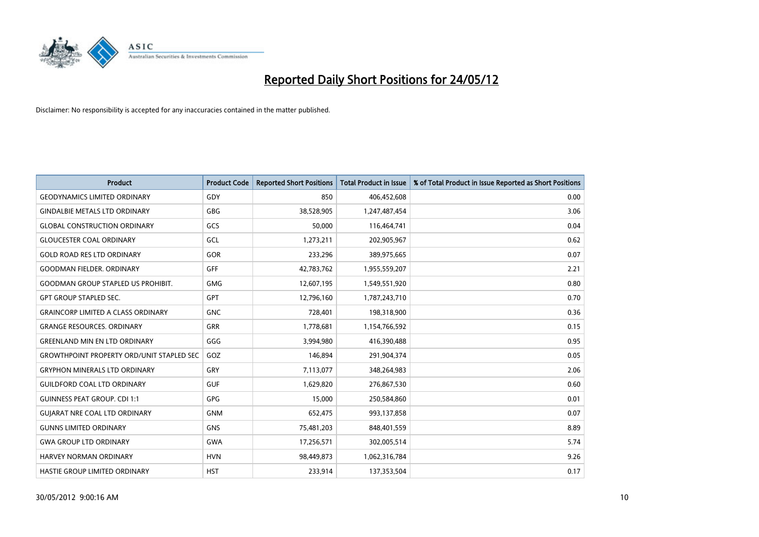# Reported Daily Short Positions for 24/05/12

Disclaimer: No responsibility is accepted for any inaccuracies contained in the matter published.

| Product | Product Code | Reported Short Positions | Total Product in Issue | % of Total Product in Issue Reported as Short Positions |
|---|---|---|---|---|
| GEODYNAMICS LIMITED ORDINARY | GDY | 850 | 406,452,608 | 0.00 |
| GINDALBIE METALS LTD ORDINARY | GBG | 38,528,905 | 1,247,487,454 | 3.06 |
| GLOBAL CONSTRUCTION ORDINARY | GCS | 50,000 | 116,464,741 | 0.04 |
| GLOUCESTER COAL ORDINARY | GCL | 1,273,211 | 202,905,967 | 0.62 |
| GOLD ROAD RES LTD ORDINARY | GOR | 233,296 | 389,975,665 | 0.07 |
| GOODMAN FIELDER. ORDINARY | GFF | 42,783,762 | 1,955,559,207 | 2.21 |
| GOODMAN GROUP STAPLED US PROHIBIT. | GMG | 12,607,195 | 1,549,551,920 | 0.80 |
| GPT GROUP STAPLED SEC. | GPT | 12,796,160 | 1,787,243,710 | 0.70 |
| GRAINCORP LIMITED A CLASS ORDINARY | GNC | 728,401 | 198,318,900 | 0.36 |
| GRANGE RESOURCES. ORDINARY | GRR | 1,778,681 | 1,154,766,592 | 0.15 |
| GREENLAND MIN EN LTD ORDINARY | GGG | 3,994,980 | 416,390,488 | 0.95 |
| GROWTHPOINT PROPERTY ORD/UNIT STAPLED SEC | GOZ | 146,894 | 291,904,374 | 0.05 |
| GRYPHON MINERALS LTD ORDINARY | GRY | 7,113,077 | 348,264,983 | 2.06 |
| GUILDFORD COAL LTD ORDINARY | GUF | 1,629,820 | 276,867,530 | 0.60 |
| GUINNESS PEAT GROUP. CDI 1:1 | GPG | 15,000 | 250,584,860 | 0.01 |
| GUJARAT NRE COAL LTD ORDINARY | GNM | 652,475 | 993,137,858 | 0.07 |
| GUNNS LIMITED ORDINARY | GNS | 75,481,203 | 848,401,559 | 8.89 |
| GWA GROUP LTD ORDINARY | GWA | 17,256,571 | 302,005,514 | 5.74 |
| HARVEY NORMAN ORDINARY | HVN | 98,449,873 | 1,062,316,784 | 9.26 |
| HASTIE GROUP LIMITED ORDINARY | HST | 233,914 | 137,353,504 | 0.17 |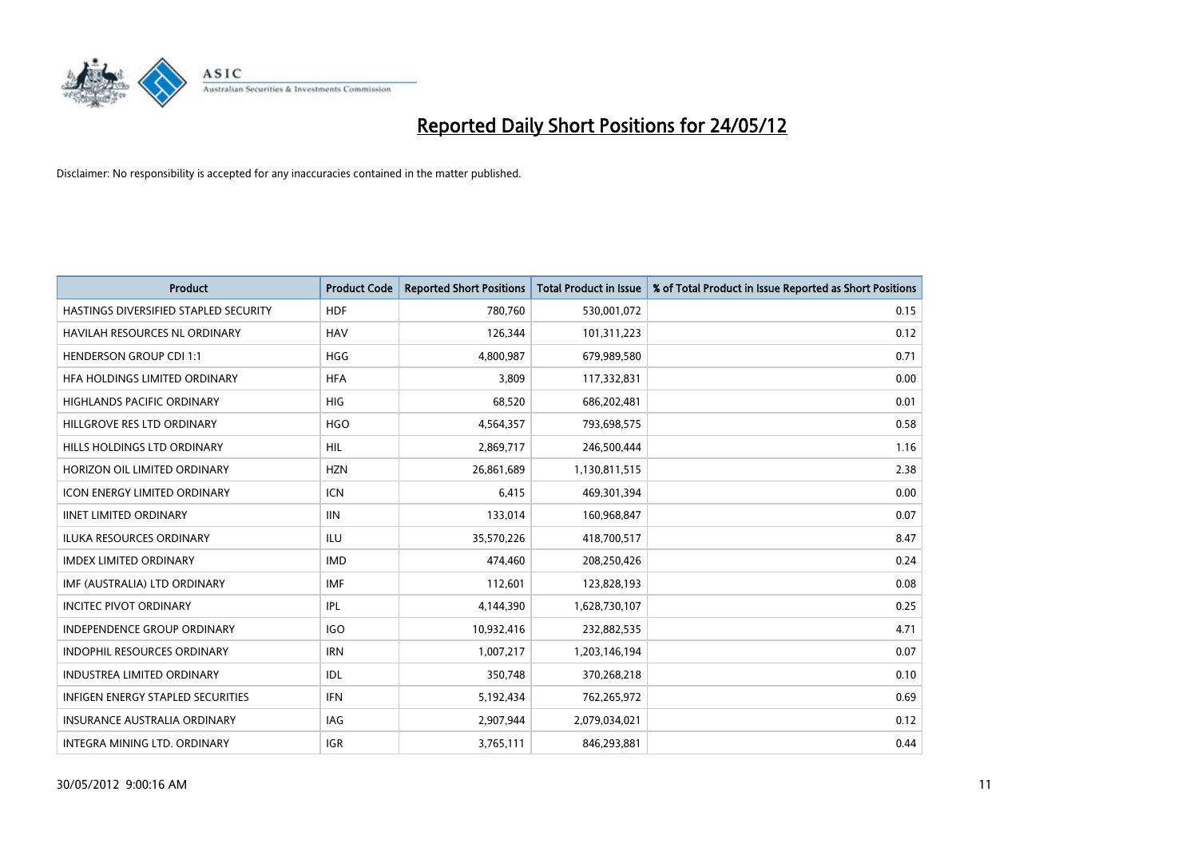# Reported Daily Short Positions for 24/05/12

Disclaimer: No responsibility is accepted for any inaccuracies contained in the matter published.

| Product | Product Code | Reported Short Positions | Total Product in Issue | % of Total Product in Issue Reported as Short Positions |
|---|---|---|---|---|
| HASTINGS DIVERSIFIED STAPLED SECURITY | HDF | 780,760 | 530,001,072 | 0.15 |
| HAVILAH RESOURCES NL ORDINARY | HAV | 126,344 | 101,311,223 | 0.12 |
| HENDERSON GROUP CDI 1:1 | HGG | 4,800,987 | 679,989,580 | 0.71 |
| HFA HOLDINGS LIMITED ORDINARY | HFA | 3,809 | 117,332,831 | 0.00 |
| HIGHLANDS PACIFIC ORDINARY | HIG | 68,520 | 686,202,481 | 0.01 |
| HILLGROVE RES LTD ORDINARY | HGO | 4,564,357 | 793,698,575 | 0.58 |
| HILLS HOLDINGS LTD ORDINARY | HIL | 2,869,717 | 246,500,444 | 1.16 |
| HORIZON OIL LIMITED ORDINARY | HZN | 26,861,689 | 1,130,811,515 | 2.38 |
| ICON ENERGY LIMITED ORDINARY | ICN | 6,415 | 469,301,394 | 0.00 |
| IINET LIMITED ORDINARY | IIN | 133,014 | 160,968,847 | 0.07 |
| ILUKA RESOURCES ORDINARY | ILU | 35,570,226 | 418,700,517 | 8.47 |
| IMDEX LIMITED ORDINARY | IMD | 474,460 | 208,250,426 | 0.24 |
| IMF (AUSTRALIA) LTD ORDINARY | IMF | 112,601 | 123,828,193 | 0.08 |
| INCITEC PIVOT ORDINARY | IPL | 4,144,390 | 1,628,730,107 | 0.25 |
| INDEPENDENCE GROUP ORDINARY | IGO | 10,932,416 | 232,882,535 | 4.71 |
| INDOPHIL RESOURCES ORDINARY | IRN | 1,007,217 | 1,203,146,194 | 0.07 |
| INDUSTREA LIMITED ORDINARY | IDL | 350,748 | 370,268,218 | 0.10 |
| INFIGEN ENERGY STAPLED SECURITIES | IFN | 5,192,434 | 762,265,972 | 0.69 |
| INSURANCE AUSTRALIA ORDINARY | IAG | 2,907,944 | 2,079,034,021 | 0.12 |
| INTEGRA MINING LTD. ORDINARY | IGR | 3,765,111 | 846,293,881 | 0.44 |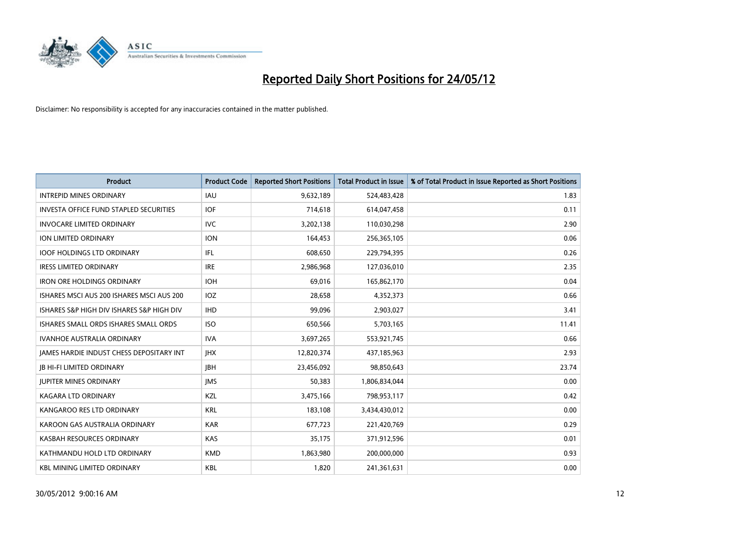# Reported Daily Short Positions for 24/05/12

Disclaimer: No responsibility is accepted for any inaccuracies contained in the matter published.

| Product | Product Code | Reported Short Positions | Total Product in Issue | % of Total Product in Issue Reported as Short Positions |
|---|---|---|---|---|
| INTREPID MINES ORDINARY | IAU | 9,632,189 | 524,483,428 | 1.83 |
| INVESTA OFFICE FUND STAPLED SECURITIES | IOF | 714,618 | 614,047,458 | 0.11 |
| INVOCARE LIMITED ORDINARY | IVC | 3,202,138 | 110,030,298 | 2.90 |
| ION LIMITED ORDINARY | ION | 164,453 | 256,365,105 | 0.06 |
| IOOF HOLDINGS LTD ORDINARY | IFL | 608,650 | 229,794,395 | 0.26 |
| IRESS LIMITED ORDINARY | IRE | 2,986,968 | 127,036,010 | 2.35 |
| IRON ORE HOLDINGS ORDINARY | IOH | 69,016 | 165,862,170 | 0.04 |
| ISHARES MSCI AUS 200 ISHARES MSCI AUS 200 | IOZ | 28,658 | 4,352,373 | 0.66 |
| ISHARES S&P HIGH DIV ISHARES S&P HIGH DIV | IHD | 99,096 | 2,903,027 | 3.41 |
| ISHARES SMALL ORDS ISHARES SMALL ORDS | ISO | 650,566 | 5,703,165 | 11.41 |
| IVANHOE AUSTRALIA ORDINARY | IVA | 3,697,265 | 553,921,745 | 0.66 |
| JAMES HARDIE INDUST CHESS DEPOSITARY INT | JHX | 12,820,374 | 437,185,963 | 2.93 |
| JB HI-FI LIMITED ORDINARY | JBH | 23,456,092 | 98,850,643 | 23.74 |
| JUPITER MINES ORDINARY | JMS | 50,383 | 1,806,834,044 | 0.00 |
| KAGARA LTD ORDINARY | KZL | 3,475,166 | 798,953,117 | 0.42 |
| KANGAROO RES LTD ORDINARY | KRL | 183,108 | 3,434,430,012 | 0.00 |
| KAROON GAS AUSTRALIA ORDINARY | KAR | 677,723 | 221,420,769 | 0.29 |
| KASBAH RESOURCES ORDINARY | KAS | 35,175 | 371,912,596 | 0.01 |
| KATHMANDU HOLD LTD ORDINARY | KMD | 1,863,980 | 200,000,000 | 0.93 |
| KBL MINING LIMITED ORDINARY | KBL | 1,820 | 241,361,631 | 0.00 |

30/05/2012 9:00:16 AM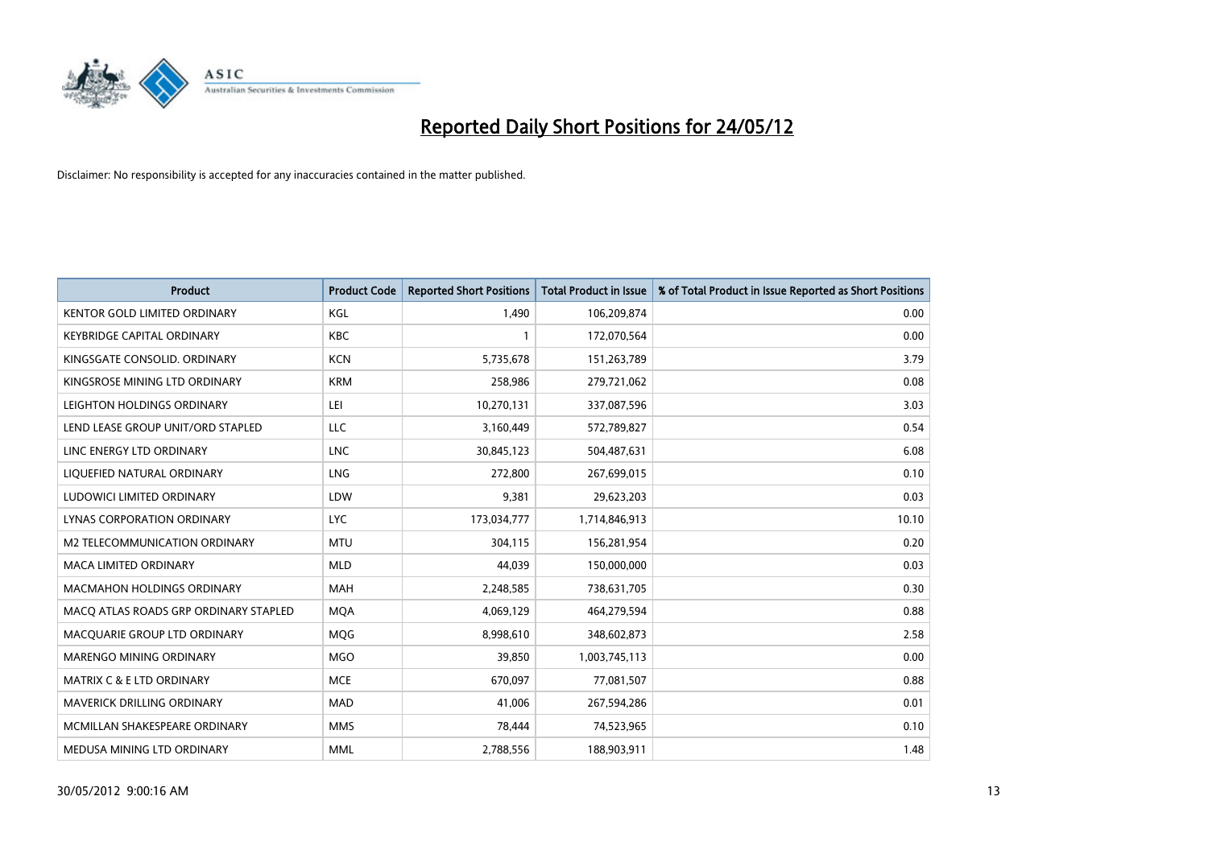# Reported Daily Short Positions for 24/05/12

Disclaimer: No responsibility is accepted for any inaccuracies contained in the matter published.

| Product | Product Code | Reported Short Positions | Total Product in Issue | % of Total Product in Issue Reported as Short Positions |
|---|---|---|---|---|
| KENTOR GOLD LIMITED ORDINARY | KGL | 1,490 | 106,209,874 | 0.00 |
| KEYBRIDGE CAPITAL ORDINARY | KBC | 1 | 172,070,564 | 0.00 |
| KINGSGATE CONSOLID. ORDINARY | KCN | 5,735,678 | 151,263,789 | 3.79 |
| KINGSROSE MINING LTD ORDINARY | KRM | 258,986 | 279,721,062 | 0.08 |
| LEIGHTON HOLDINGS ORDINARY | LEI | 10,270,131 | 337,087,596 | 3.03 |
| LEND LEASE GROUP UNIT/ORD STAPLED | LLC | 3,160,449 | 572,789,827 | 0.54 |
| LINC ENERGY LTD ORDINARY | LNC | 30,845,123 | 504,487,631 | 6.08 |
| LIQUEFIED NATURAL ORDINARY | LNG | 272,800 | 267,699,015 | 0.10 |
| LUDOWICI LIMITED ORDINARY | LDW | 9,381 | 29,623,203 | 0.03 |
| LYNAS CORPORATION ORDINARY | LYC | 173,034,777 | 1,714,846,913 | 10.10 |
| M2 TELECOMMUNICATION ORDINARY | MTU | 304,115 | 156,281,954 | 0.20 |
| MACA LIMITED ORDINARY | MLD | 44,039 | 150,000,000 | 0.03 |
| MACMAHON HOLDINGS ORDINARY | MAH | 2,248,585 | 738,631,705 | 0.30 |
| MACQ ATLAS ROADS GRP ORDINARY STAPLED | MQA | 4,069,129 | 464,279,594 | 0.88 |
| MACQUARIE GROUP LTD ORDINARY | MQG | 8,998,610 | 348,602,873 | 2.58 |
| MARENGO MINING ORDINARY | MGO | 39,850 | 1,003,745,113 | 0.00 |
| MATRIX C & E LTD ORDINARY | MCE | 670,097 | 77,081,507 | 0.88 |
| MAVERICK DRILLING ORDINARY | MAD | 41,006 | 267,594,286 | 0.01 |
| MCMILLAN SHAKESPEARE ORDINARY | MMS | 78,444 | 74,523,965 | 0.10 |
| MEDUSA MINING LTD ORDINARY | MML | 2,788,556 | 188,903,911 | 1.48 |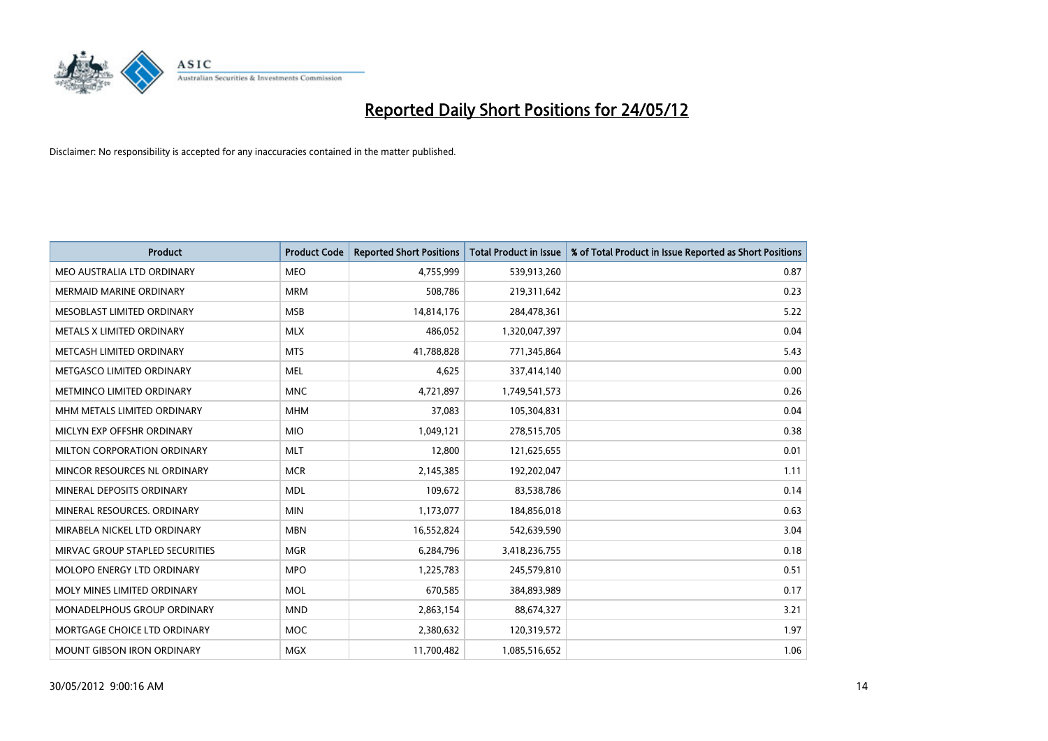# Reported Daily Short Positions for 24/05/12

Disclaimer: No responsibility is accepted for any inaccuracies contained in the matter published.

| Product | Product Code | Reported Short Positions | Total Product in Issue | % of Total Product in Issue Reported as Short Positions |
|---|---|---|---|---|
| MEO AUSTRALIA LTD ORDINARY | MEO | 4,755,999 | 539,913,260 | 0.87 |
| MERMAID MARINE ORDINARY | MRM | 508,786 | 219,311,642 | 0.23 |
| MESOBLAST LIMITED ORDINARY | MSB | 14,814,176 | 284,478,361 | 5.22 |
| METALS X LIMITED ORDINARY | MLX | 486,052 | 1,320,047,397 | 0.04 |
| METCASH LIMITED ORDINARY | MTS | 41,788,828 | 771,345,864 | 5.43 |
| METGASCO LIMITED ORDINARY | MEL | 4,625 | 337,414,140 | 0.00 |
| METMINCO LIMITED ORDINARY | MNC | 4,721,897 | 1,749,541,573 | 0.26 |
| MHM METALS LIMITED ORDINARY | MHM | 37,083 | 105,304,831 | 0.04 |
| MICLYN EXP OFFSHR ORDINARY | MIO | 1,049,121 | 278,515,705 | 0.38 |
| MILTON CORPORATION ORDINARY | MLT | 12,800 | 121,625,655 | 0.01 |
| MINCOR RESOURCES NL ORDINARY | MCR | 2,145,385 | 192,202,047 | 1.11 |
| MINERAL DEPOSITS ORDINARY | MDL | 109,672 | 83,538,786 | 0.14 |
| MINERAL RESOURCES. ORDINARY | MIN | 1,173,077 | 184,856,018 | 0.63 |
| MIRABELA NICKEL LTD ORDINARY | MBN | 16,552,824 | 542,639,590 | 3.04 |
| MIRVAC GROUP STAPLED SECURITIES | MGR | 6,284,796 | 3,418,236,755 | 0.18 |
| MOLOPO ENERGY LTD ORDINARY | MPO | 1,225,783 | 245,579,810 | 0.51 |
| MOLY MINES LIMITED ORDINARY | MOL | 670,585 | 384,893,989 | 0.17 |
| MONADELPHOUS GROUP ORDINARY | MND | 2,863,154 | 88,674,327 | 3.21 |
| MORTGAGE CHOICE LTD ORDINARY | MOC | 2,380,632 | 120,319,572 | 1.97 |
| MOUNT GIBSON IRON ORDINARY | MGX | 11,700,482 | 1,085,516,652 | 1.06 |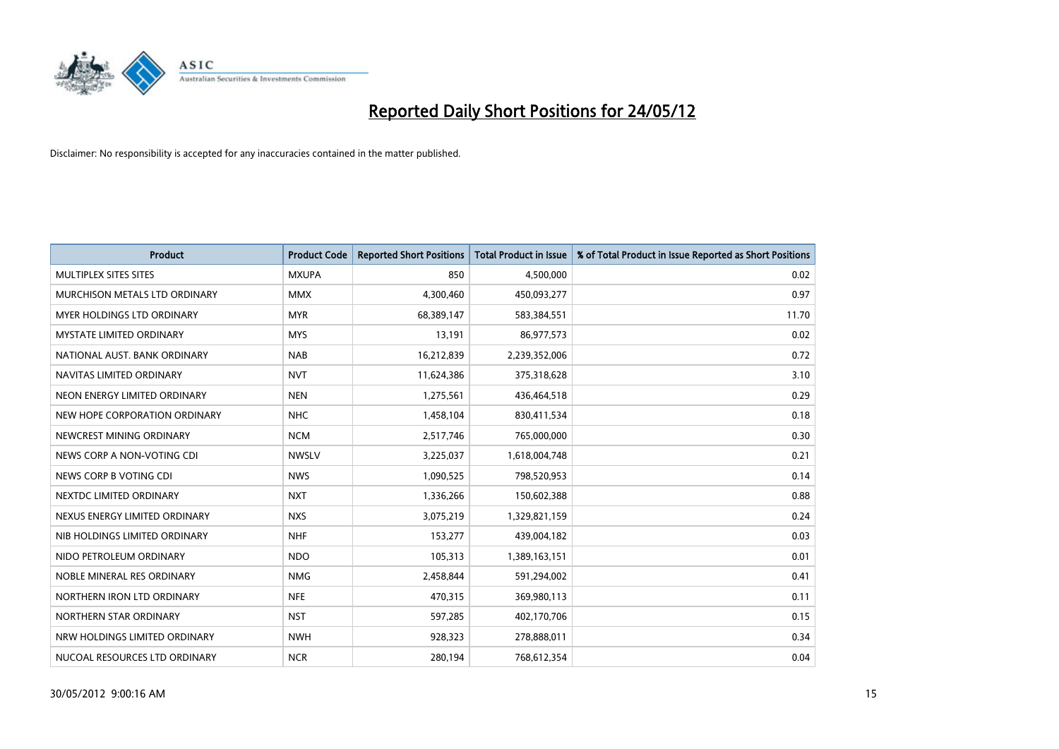# Reported Daily Short Positions for 24/05/12

Disclaimer: No responsibility is accepted for any inaccuracies contained in the matter published.

| Product | Product Code | Reported Short Positions | Total Product in Issue | % of Total Product in Issue Reported as Short Positions |
|---|---|---|---|---|
| MULTIPLEX SITES SITES | MXUPA | 850 | 4,500,000 | 0.02 |
| MURCHISON METALS LTD ORDINARY | MMX | 4,300,460 | 450,093,277 | 0.97 |
| MYER HOLDINGS LTD ORDINARY | MYR | 68,389,147 | 583,384,551 | 11.70 |
| MYSTATE LIMITED ORDINARY | MYS | 13,191 | 86,977,573 | 0.02 |
| NATIONAL AUST. BANK ORDINARY | NAB | 16,212,839 | 2,239,352,006 | 0.72 |
| NAVITAS LIMITED ORDINARY | NVT | 11,624,386 | 375,318,628 | 3.10 |
| NEON ENERGY LIMITED ORDINARY | NEN | 1,275,561 | 436,464,518 | 0.29 |
| NEW HOPE CORPORATION ORDINARY | NHC | 1,458,104 | 830,411,534 | 0.18 |
| NEWCREST MINING ORDINARY | NCM | 2,517,746 | 765,000,000 | 0.30 |
| NEWS CORP A NON-VOTING CDI | NWSLV | 3,225,037 | 1,618,004,748 | 0.21 |
| NEWS CORP B VOTING CDI | NWS | 1,090,525 | 798,520,953 | 0.14 |
| NEXTDC LIMITED ORDINARY | NXT | 1,336,266 | 150,602,388 | 0.88 |
| NEXUS ENERGY LIMITED ORDINARY | NXS | 3,075,219 | 1,329,821,159 | 0.24 |
| NIB HOLDINGS LIMITED ORDINARY | NHF | 153,277 | 439,004,182 | 0.03 |
| NIDO PETROLEUM ORDINARY | NDO | 105,313 | 1,389,163,151 | 0.01 |
| NOBLE MINERAL RES ORDINARY | NMG | 2,458,844 | 591,294,002 | 0.41 |
| NORTHERN IRON LTD ORDINARY | NFE | 470,315 | 369,980,113 | 0.11 |
| NORTHERN STAR ORDINARY | NST | 597,285 | 402,170,706 | 0.15 |
| NRW HOLDINGS LIMITED ORDINARY | NWH | 928,323 | 278,888,011 | 0.34 |
| NUCOAL RESOURCES LTD ORDINARY | NCR | 280,194 | 768,612,354 | 0.04 |

30/05/2012 9:00:16 AM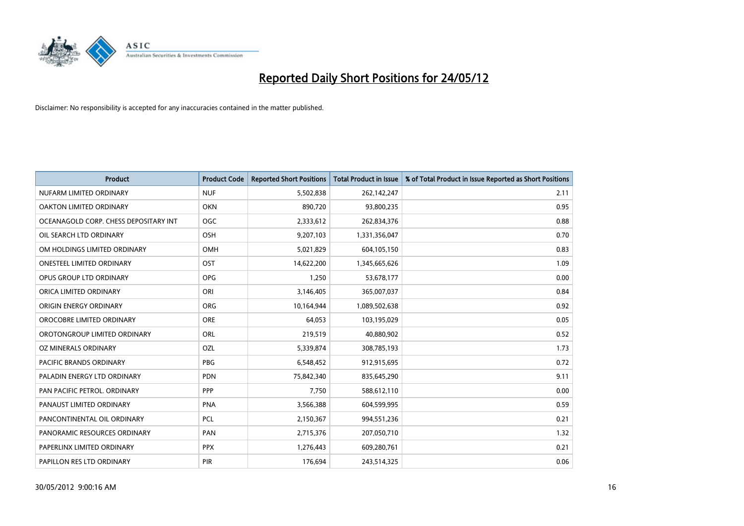# Reported Daily Short Positions for 24/05/12

Disclaimer: No responsibility is accepted for any inaccuracies contained in the matter published.

| Product | Product Code | Reported Short Positions | Total Product in Issue | % of Total Product in Issue Reported as Short Positions |
| --- | --- | --- | --- | --- |
| NUFARM LIMITED ORDINARY | NUF | 5,502,838 | 262,142,247 | 2.11 |
| OAKTON LIMITED ORDINARY | OKN | 890,720 | 93,800,235 | 0.95 |
| OCEANAGOLD CORP. CHESS DEPOSITARY INT | OGC | 2,333,612 | 262,834,376 | 0.88 |
| OIL SEARCH LTD ORDINARY | OSH | 9,207,103 | 1,331,356,047 | 0.70 |
| OM HOLDINGS LIMITED ORDINARY | OMH | 5,021,829 | 604,105,150 | 0.83 |
| ONESTEEL LIMITED ORDINARY | OST | 14,622,200 | 1,345,665,626 | 1.09 |
| OPUS GROUP LTD ORDINARY | OPG | 1,250 | 53,678,177 | 0.00 |
| ORICA LIMITED ORDINARY | ORI | 3,146,405 | 365,007,037 | 0.84 |
| ORIGIN ENERGY ORDINARY | ORG | 10,164,944 | 1,089,502,638 | 0.92 |
| OROCOBRE LIMITED ORDINARY | ORE | 64,053 | 103,195,029 | 0.05 |
| OROTONGROUP LIMITED ORDINARY | ORL | 219,519 | 40,880,902 | 0.52 |
| OZ MINERALS ORDINARY | OZL | 5,339,874 | 308,785,193 | 1.73 |
| PACIFIC BRANDS ORDINARY | PBG | 6,548,452 | 912,915,695 | 0.72 |
| PALADIN ENERGY LTD ORDINARY | PDN | 75,842,340 | 835,645,290 | 9.11 |
| PAN PACIFIC PETROL. ORDINARY | PPP | 7,750 | 588,612,110 | 0.00 |
| PANAUST LIMITED ORDINARY | PNA | 3,566,388 | 604,599,995 | 0.59 |
| PANCONTINENTAL OIL ORDINARY | PCL | 2,150,367 | 994,551,236 | 0.21 |
| PANORAMIC RESOURCES ORDINARY | PAN | 2,715,376 | 207,050,710 | 1.32 |
| PAPERLINX LIMITED ORDINARY | PPX | 1,276,443 | 609,280,761 | 0.21 |
| PAPILLON RES LTD ORDINARY | PIR | 176,694 | 243,514,325 | 0.06 |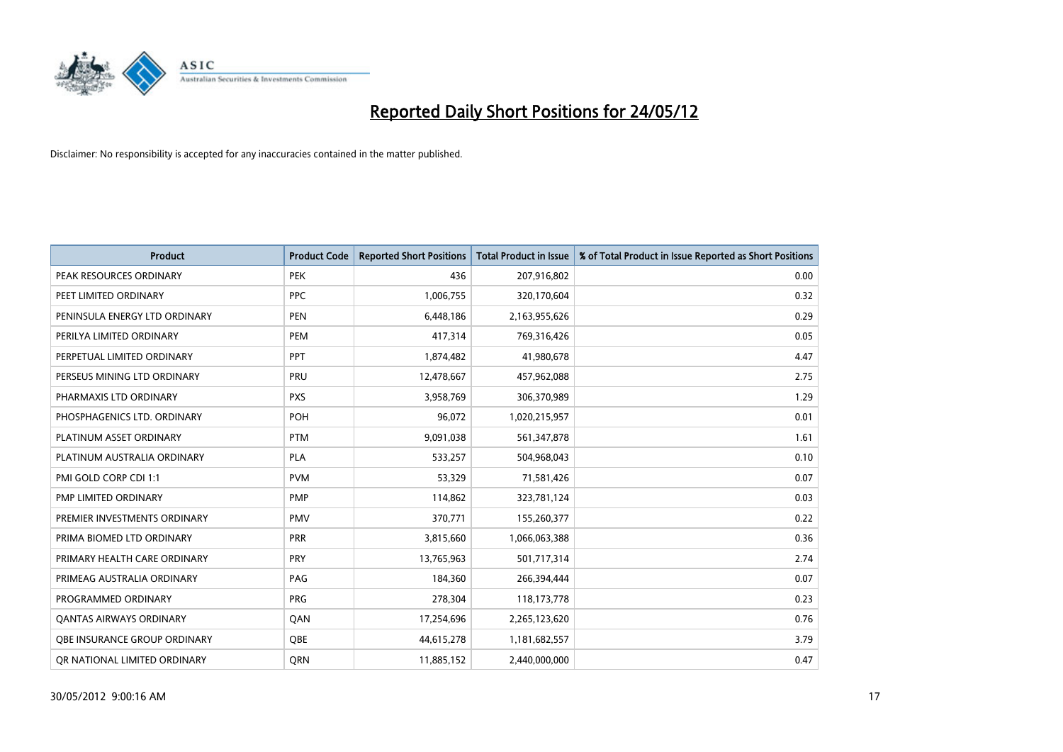# Reported Daily Short Positions for 24/05/12

Disclaimer: No responsibility is accepted for any inaccuracies contained in the matter published.

| Product | Product Code | Reported Short Positions | Total Product in Issue | % of Total Product in Issue Reported as Short Positions |
|---|---|---|---|---|
| PEAK RESOURCES ORDINARY | PEK | 436 | 207,916,802 | 0.00 |
| PEET LIMITED ORDINARY | PPC | 1,006,755 | 320,170,604 | 0.32 |
| PENINSULA ENERGY LTD ORDINARY | PEN | 6,448,186 | 2,163,955,626 | 0.29 |
| PERILYA LIMITED ORDINARY | PEM | 417,314 | 769,316,426 | 0.05 |
| PERPETUAL LIMITED ORDINARY | PPT | 1,874,482 | 41,980,678 | 4.47 |
| PERSEUS MINING LTD ORDINARY | PRU | 12,478,667 | 457,962,088 | 2.75 |
| PHARMAXIS LTD ORDINARY | PXS | 3,958,769 | 306,370,989 | 1.29 |
| PHOSPHAGENICS LTD. ORDINARY | POH | 96,072 | 1,020,215,957 | 0.01 |
| PLATINUM ASSET ORDINARY | PTM | 9,091,038 | 561,347,878 | 1.61 |
| PLATINUM AUSTRALIA ORDINARY | PLA | 533,257 | 504,968,043 | 0.10 |
| PMI GOLD CORP CDI 1:1 | PVM | 53,329 | 71,581,426 | 0.07 |
| PMP LIMITED ORDINARY | PMP | 114,862 | 323,781,124 | 0.03 |
| PREMIER INVESTMENTS ORDINARY | PMV | 370,771 | 155,260,377 | 0.22 |
| PRIMA BIOMED LTD ORDINARY | PRR | 3,815,660 | 1,066,063,388 | 0.36 |
| PRIMARY HEALTH CARE ORDINARY | PRY | 13,765,963 | 501,717,314 | 2.74 |
| PRIMEAG AUSTRALIA ORDINARY | PAG | 184,360 | 266,394,444 | 0.07 |
| PROGRAMMED ORDINARY | PRG | 278,304 | 118,173,778 | 0.23 |
| QANTAS AIRWAYS ORDINARY | QAN | 17,254,696 | 2,265,123,620 | 0.76 |
| QBE INSURANCE GROUP ORDINARY | QBE | 44,615,278 | 1,181,682,557 | 3.79 |
| QR NATIONAL LIMITED ORDINARY | QRN | 11,885,152 | 2,440,000,000 | 0.47 |

30/05/2012 9:00:16 AM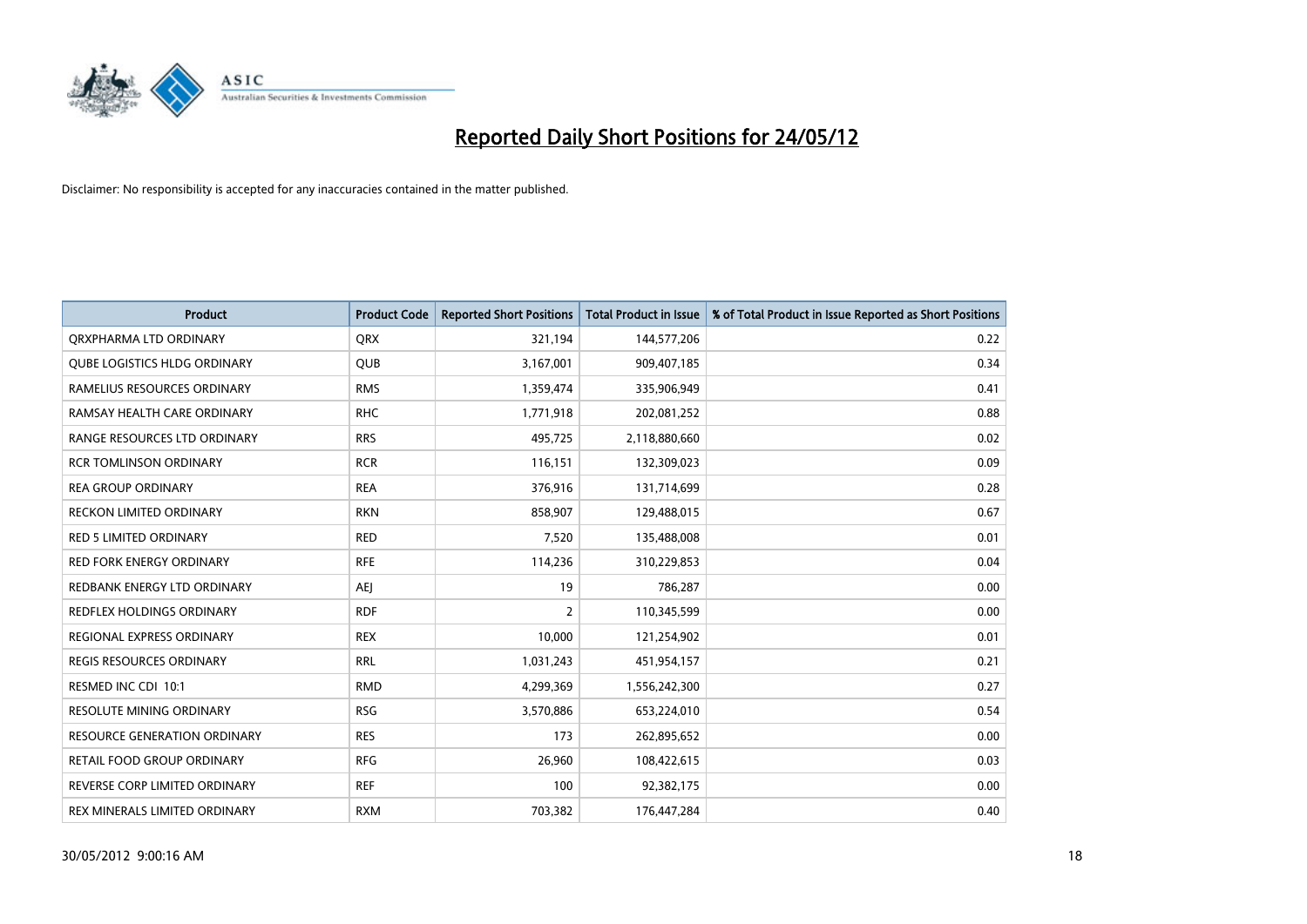# Reported Daily Short Positions for 24/05/12

Disclaimer: No responsibility is accepted for any inaccuracies contained in the matter published.

| Product | Product Code | Reported Short Positions | Total Product in Issue | % of Total Product in Issue Reported as Short Positions |
|---|---|---|---|---|
| QRXPHARMA LTD ORDINARY | QRX | 321,194 | 144,577,206 | 0.22 |
| QUBE LOGISTICS HLDG ORDINARY | QUB | 3,167,001 | 909,407,185 | 0.34 |
| RAMELIUS RESOURCES ORDINARY | RMS | 1,359,474 | 335,906,949 | 0.41 |
| RAMSAY HEALTH CARE ORDINARY | RHC | 1,771,918 | 202,081,252 | 0.88 |
| RANGE RESOURCES LTD ORDINARY | RRS | 495,725 | 2,118,880,660 | 0.02 |
| RCR TOMLINSON ORDINARY | RCR | 116,151 | 132,309,023 | 0.09 |
| REA GROUP ORDINARY | REA | 376,916 | 131,714,699 | 0.28 |
| RECKON LIMITED ORDINARY | RKN | 858,907 | 129,488,015 | 0.67 |
| RED 5 LIMITED ORDINARY | RED | 7,520 | 135,488,008 | 0.01 |
| RED FORK ENERGY ORDINARY | RFE | 114,236 | 310,229,853 | 0.04 |
| REDBANK ENERGY LTD ORDINARY | AEJ | 19 | 786,287 | 0.00 |
| REDFLEX HOLDINGS ORDINARY | RDF | 2 | 110,345,599 | 0.00 |
| REGIONAL EXPRESS ORDINARY | REX | 10,000 | 121,254,902 | 0.01 |
| REGIS RESOURCES ORDINARY | RRL | 1,031,243 | 451,954,157 | 0.21 |
| RESMED INC CDI 10:1 | RMD | 4,299,369 | 1,556,242,300 | 0.27 |
| RESOLUTE MINING ORDINARY | RSG | 3,570,886 | 653,224,010 | 0.54 |
| RESOURCE GENERATION ORDINARY | RES | 173 | 262,895,652 | 0.00 |
| RETAIL FOOD GROUP ORDINARY | RFG | 26,960 | 108,422,615 | 0.03 |
| REVERSE CORP LIMITED ORDINARY | REF | 100 | 92,382,175 | 0.00 |
| REX MINERALS LIMITED ORDINARY | RXM | 703,382 | 176,447,284 | 0.40 |

30/05/2012 9:00:16 AM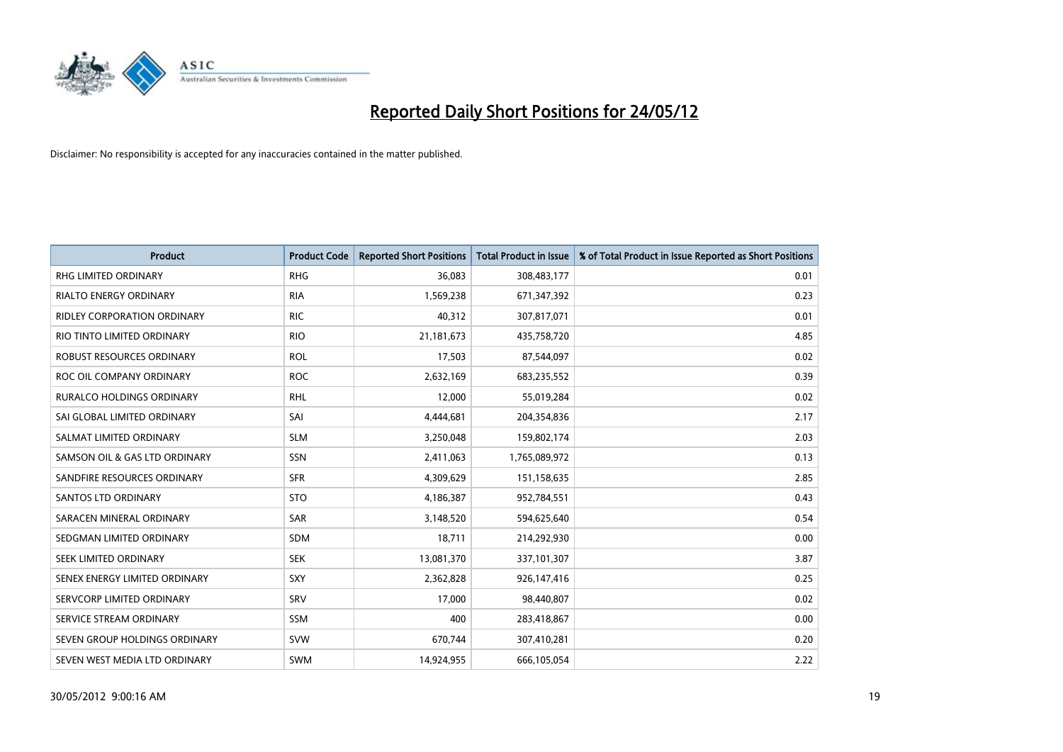# Reported Daily Short Positions for 24/05/12

Disclaimer: No responsibility is accepted for any inaccuracies contained in the matter published.

| Product | Product Code | Reported Short Positions | Total Product in Issue | % of Total Product in Issue Reported as Short Positions |
|---|---|---|---|---|
| RHG LIMITED ORDINARY | RHG | 36,083 | 308,483,177 | 0.01 |
| RIALTO ENERGY ORDINARY | RIA | 1,569,238 | 671,347,392 | 0.23 |
| RIDLEY CORPORATION ORDINARY | RIC | 40,312 | 307,817,071 | 0.01 |
| RIO TINTO LIMITED ORDINARY | RIO | 21,181,673 | 435,758,720 | 4.85 |
| ROBUST RESOURCES ORDINARY | ROL | 17,503 | 87,544,097 | 0.02 |
| ROC OIL COMPANY ORDINARY | ROC | 2,632,169 | 683,235,552 | 0.39 |
| RURALCO HOLDINGS ORDINARY | RHL | 12,000 | 55,019,284 | 0.02 |
| SAI GLOBAL LIMITED ORDINARY | SAI | 4,444,681 | 204,354,836 | 2.17 |
| SALMAT LIMITED ORDINARY | SLM | 3,250,048 | 159,802,174 | 2.03 |
| SAMSON OIL & GAS LTD ORDINARY | SSN | 2,411,063 | 1,765,089,972 | 0.13 |
| SANDFIRE RESOURCES ORDINARY | SFR | 4,309,629 | 151,158,635 | 2.85 |
| SANTOS LTD ORDINARY | STO | 4,186,387 | 952,784,551 | 0.43 |
| SARACEN MINERAL ORDINARY | SAR | 3,148,520 | 594,625,640 | 0.54 |
| SEDGMAN LIMITED ORDINARY | SDM | 18,711 | 214,292,930 | 0.00 |
| SEEK LIMITED ORDINARY | SEK | 13,081,370 | 337,101,307 | 3.87 |
| SENEX ENERGY LIMITED ORDINARY | SXY | 2,362,828 | 926,147,416 | 0.25 |
| SERVCORP LIMITED ORDINARY | SRV | 17,000 | 98,440,807 | 0.02 |
| SERVICE STREAM ORDINARY | SSM | 400 | 283,418,867 | 0.00 |
| SEVEN GROUP HOLDINGS ORDINARY | SVW | 670,744 | 307,410,281 | 0.20 |
| SEVEN WEST MEDIA LTD ORDINARY | SWM | 14,924,955 | 666,105,054 | 2.22 |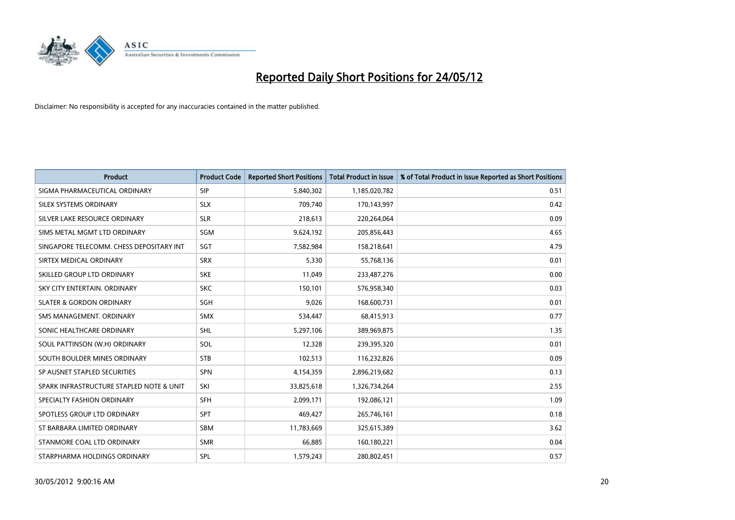# Reported Daily Short Positions for 24/05/12

Disclaimer: No responsibility is accepted for any inaccuracies contained in the matter published.

| Product | Product Code | Reported Short Positions | Total Product in Issue | % of Total Product in Issue Reported as Short Positions |
|---|---|---|---|---|
| SIGMA PHARMACEUTICAL ORDINARY | SIP | 5,840,302 | 1,185,020,782 | 0.51 |
| SILEX SYSTEMS ORDINARY | SLX | 709,740 | 170,143,997 | 0.42 |
| SILVER LAKE RESOURCE ORDINARY | SLR | 218,613 | 220,264,064 | 0.09 |
| SIMS METAL MGMT LTD ORDINARY | SGM | 9,624,192 | 205,856,443 | 4.65 |
| SINGAPORE TELECOMM. CHESS DEPOSITARY INT | SGT | 7,582,984 | 158,218,641 | 4.79 |
| SIRTEX MEDICAL ORDINARY | SRX | 5,330 | 55,768,136 | 0.01 |
| SKILLED GROUP LTD ORDINARY | SKE | 11,049 | 233,487,276 | 0.00 |
| SKY CITY ENTERTAIN. ORDINARY | SKC | 150,101 | 576,958,340 | 0.03 |
| SLATER & GORDON ORDINARY | SGH | 9,026 | 168,600,731 | 0.01 |
| SMS MANAGEMENT. ORDINARY | SMX | 534,447 | 68,415,913 | 0.77 |
| SONIC HEALTHCARE ORDINARY | SHL | 5,297,106 | 389,969,875 | 1.35 |
| SOUL PATTINSON (W.H) ORDINARY | SOL | 12,328 | 239,395,320 | 0.01 |
| SOUTH BOULDER MINES ORDINARY | STB | 102,513 | 116,232,826 | 0.09 |
| SP AUSNET STAPLED SECURITIES | SPN | 4,154,359 | 2,896,219,682 | 0.13 |
| SPARK INFRASTRUCTURE STAPLED NOTE & UNIT | SKI | 33,825,618 | 1,326,734,264 | 2.55 |
| SPECIALTY FASHION ORDINARY | SFH | 2,099,171 | 192,086,121 | 1.09 |
| SPOTLESS GROUP LTD ORDINARY | SPT | 469,427 | 265,746,161 | 0.18 |
| ST BARBARA LIMITED ORDINARY | SBM | 11,783,669 | 325,615,389 | 3.62 |
| STANMORE COAL LTD ORDINARY | SMR | 66,885 | 160,180,221 | 0.04 |
| STARPHARMA HOLDINGS ORDINARY | SPL | 1,579,243 | 280,802,451 | 0.57 |

30/05/2012 9:00:16 AM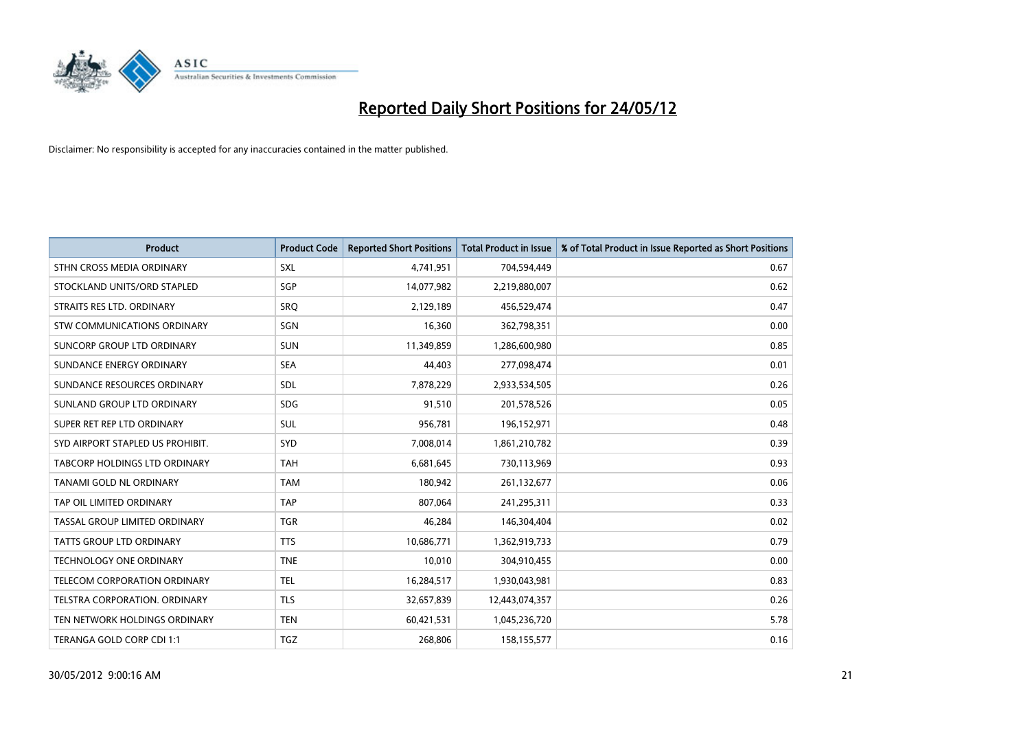# Reported Daily Short Positions for 24/05/12

Disclaimer: No responsibility is accepted for any inaccuracies contained in the matter published.

| Product | Product Code | Reported Short Positions | Total Product in Issue | % of Total Product in Issue Reported as Short Positions |
|---|---|---|---|---|
| STHN CROSS MEDIA ORDINARY | SXL | 4,741,951 | 704,594,449 | 0.67 |
| STOCKLAND UNITS/ORD STAPLED | SGP | 14,077,982 | 2,219,880,007 | 0.62 |
| STRAITS RES LTD. ORDINARY | SRQ | 2,129,189 | 456,529,474 | 0.47 |
| STW COMMUNICATIONS ORDINARY | SGN | 16,360 | 362,798,351 | 0.00 |
| SUNCORP GROUP LTD ORDINARY | SUN | 11,349,859 | 1,286,600,980 | 0.85 |
| SUNDANCE ENERGY ORDINARY | SEA | 44,403 | 277,098,474 | 0.01 |
| SUNDANCE RESOURCES ORDINARY | SDL | 7,878,229 | 2,933,534,505 | 0.26 |
| SUNLAND GROUP LTD ORDINARY | SDG | 91,510 | 201,578,526 | 0.05 |
| SUPER RET REP LTD ORDINARY | SUL | 956,781 | 196,152,971 | 0.48 |
| SYD AIRPORT STAPLED US PROHIBIT. | SYD | 7,008,014 | 1,861,210,782 | 0.39 |
| TABCORP HOLDINGS LTD ORDINARY | TAH | 6,681,645 | 730,113,969 | 0.93 |
| TANAMI GOLD NL ORDINARY | TAM | 180,942 | 261,132,677 | 0.06 |
| TAP OIL LIMITED ORDINARY | TAP | 807,064 | 241,295,311 | 0.33 |
| TASSAL GROUP LIMITED ORDINARY | TGR | 46,284 | 146,304,404 | 0.02 |
| TATTS GROUP LTD ORDINARY | TTS | 10,686,771 | 1,362,919,733 | 0.79 |
| TECHNOLOGY ONE ORDINARY | TNE | 10,010 | 304,910,455 | 0.00 |
| TELECOM CORPORATION ORDINARY | TEL | 16,284,517 | 1,930,043,981 | 0.83 |
| TELSTRA CORPORATION. ORDINARY | TLS | 32,657,839 | 12,443,074,357 | 0.26 |
| TEN NETWORK HOLDINGS ORDINARY | TEN | 60,421,531 | 1,045,236,720 | 5.78 |
| TERANGA GOLD CORP CDI 1:1 | TGZ | 268,806 | 158,155,577 | 0.16 |

30/05/2012 9:00:16 AM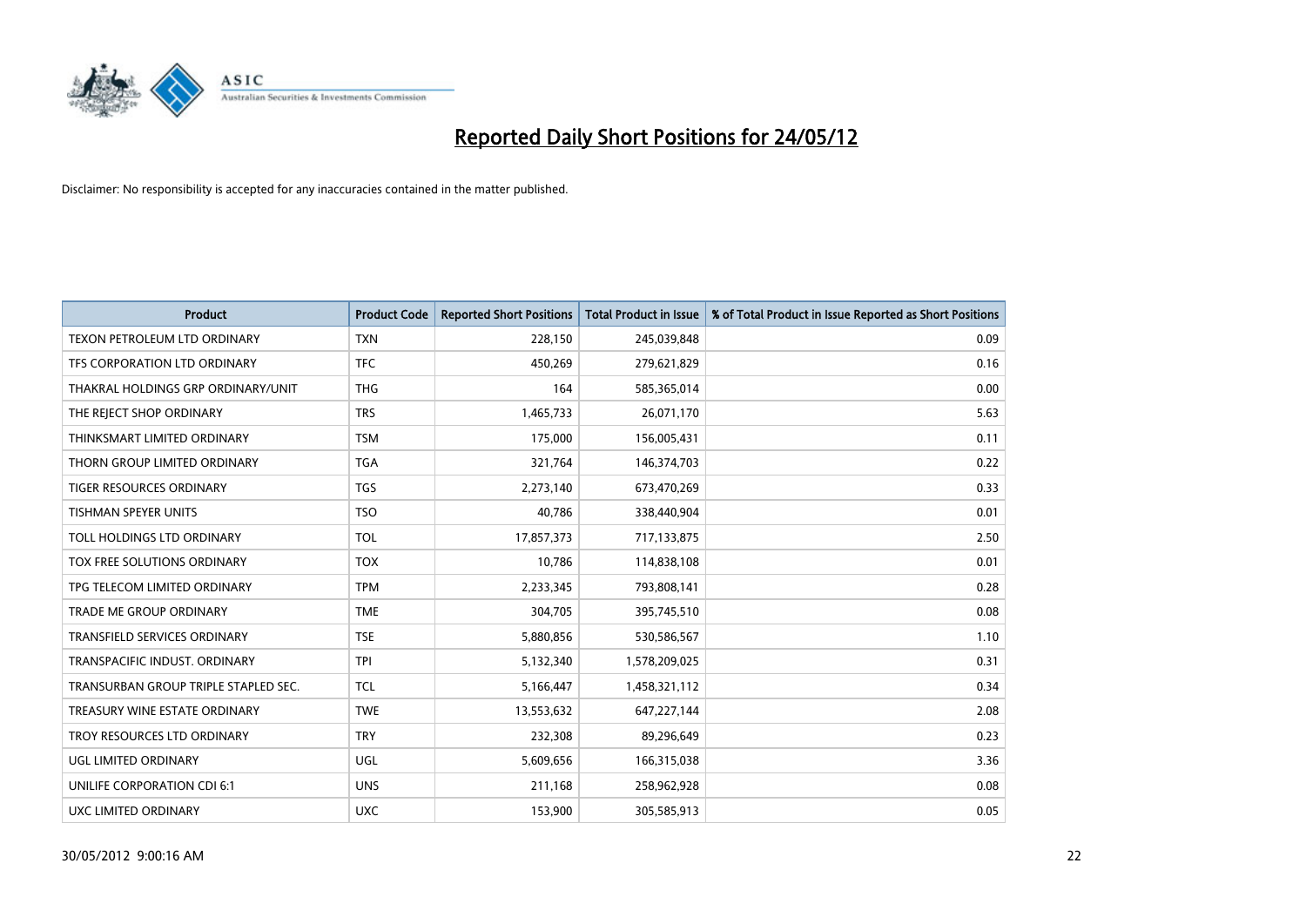# Reported Daily Short Positions for 24/05/12

Disclaimer: No responsibility is accepted for any inaccuracies contained in the matter published.

| Product | Product Code | Reported Short Positions | Total Product in Issue | % of Total Product in Issue Reported as Short Positions |
|---|---|---|---|---|
| TEXON PETROLEUM LTD ORDINARY | TXN | 228,150 | 245,039,848 | 0.09 |
| TFS CORPORATION LTD ORDINARY | TFC | 450,269 | 279,621,829 | 0.16 |
| THAKRAL HOLDINGS GRP ORDINARY/UNIT | THG | 164 | 585,365,014 | 0.00 |
| THE REJECT SHOP ORDINARY | TRS | 1,465,733 | 26,071,170 | 5.63 |
| THINKSMART LIMITED ORDINARY | TSM | 175,000 | 156,005,431 | 0.11 |
| THORN GROUP LIMITED ORDINARY | TGA | 321,764 | 146,374,703 | 0.22 |
| TIGER RESOURCES ORDINARY | TGS | 2,273,140 | 673,470,269 | 0.33 |
| TISHMAN SPEYER UNITS | TSO | 40,786 | 338,440,904 | 0.01 |
| TOLL HOLDINGS LTD ORDINARY | TOL | 17,857,373 | 717,133,875 | 2.50 |
| TOX FREE SOLUTIONS ORDINARY | TOX | 10,786 | 114,838,108 | 0.01 |
| TPG TELECOM LIMITED ORDINARY | TPM | 2,233,345 | 793,808,141 | 0.28 |
| TRADE ME GROUP ORDINARY | TME | 304,705 | 395,745,510 | 0.08 |
| TRANSFIELD SERVICES ORDINARY | TSE | 5,880,856 | 530,586,567 | 1.10 |
| TRANSPACIFIC INDUST. ORDINARY | TPI | 5,132,340 | 1,578,209,025 | 0.31 |
| TRANSURBAN GROUP TRIPLE STAPLED SEC. | TCL | 5,166,447 | 1,458,321,112 | 0.34 |
| TREASURY WINE ESTATE ORDINARY | TWE | 13,553,632 | 647,227,144 | 2.08 |
| TROY RESOURCES LTD ORDINARY | TRY | 232,308 | 89,296,649 | 0.23 |
| UGL LIMITED ORDINARY | UGL | 5,609,656 | 166,315,038 | 3.36 |
| UNILIFE CORPORATION CDI 6:1 | UNS | 211,168 | 258,962,928 | 0.08 |
| UXC LIMITED ORDINARY | UXC | 153,900 | 305,585,913 | 0.05 |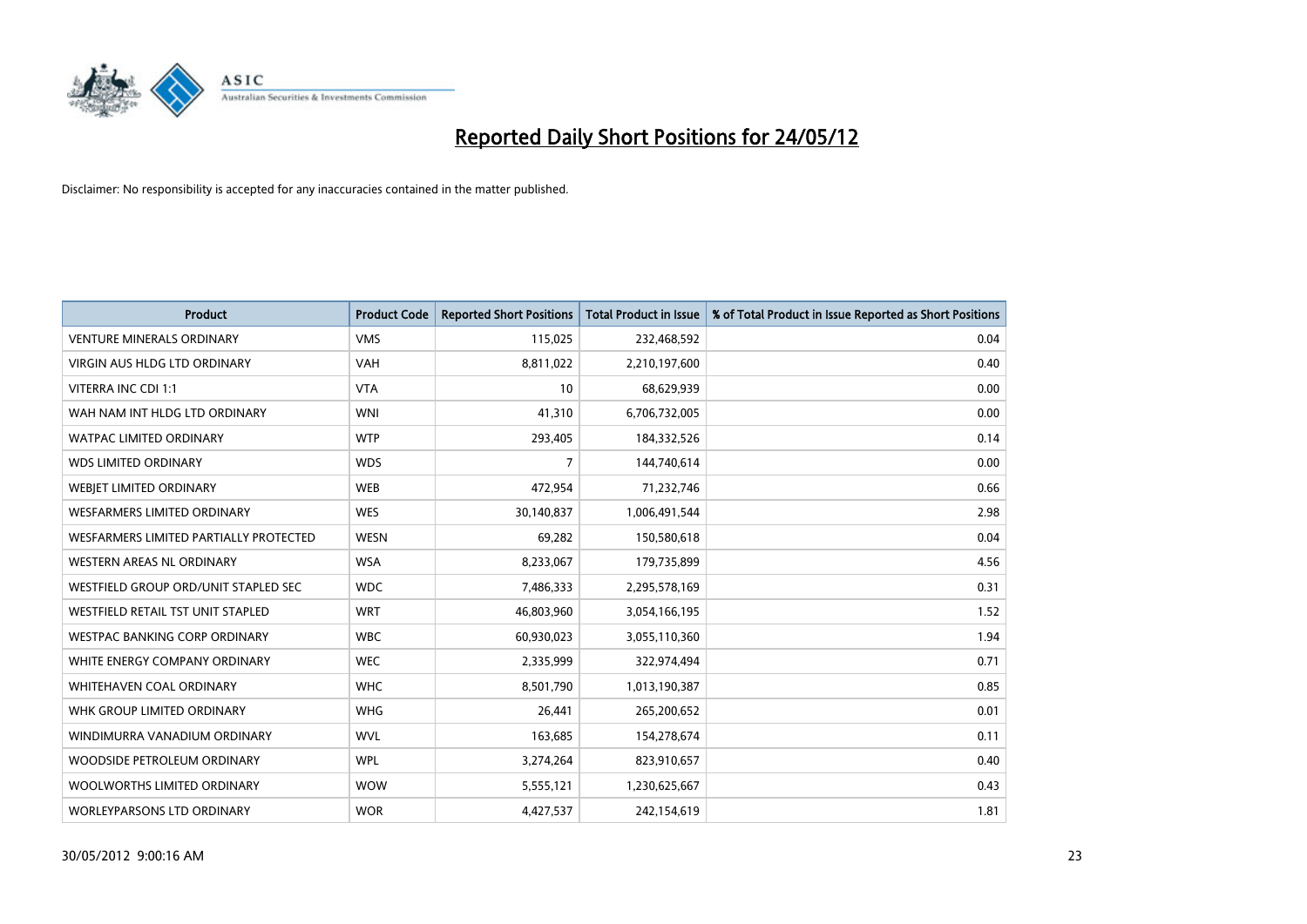# Reported Daily Short Positions for 24/05/12

Disclaimer: No responsibility is accepted for any inaccuracies contained in the matter published.

| Product | Product Code | Reported Short Positions | Total Product in Issue | % of Total Product in Issue Reported as Short Positions |
|---|---|---|---|---|
| VENTURE MINERALS ORDINARY | VMS | 115,025 | 232,468,592 | 0.04 |
| VIRGIN AUS HLDG LTD ORDINARY | VAH | 8,811,022 | 2,210,197,600 | 0.40 |
| VITERRA INC CDI 1:1 | VTA | 10 | 68,629,939 | 0.00 |
| WAH NAM INT HLDG LTD ORDINARY | WNI | 41,310 | 6,706,732,005 | 0.00 |
| WATPAC LIMITED ORDINARY | WTP | 293,405 | 184,332,526 | 0.14 |
| WDS LIMITED ORDINARY | WDS | 7 | 144,740,614 | 0.00 |
| WEBJET LIMITED ORDINARY | WEB | 472,954 | 71,232,746 | 0.66 |
| WESFARMERS LIMITED ORDINARY | WES | 30,140,837 | 1,006,491,544 | 2.98 |
| WESFARMERS LIMITED PARTIALLY PROTECTED | WESN | 69,282 | 150,580,618 | 0.04 |
| WESTERN AREAS NL ORDINARY | WSA | 8,233,067 | 179,735,899 | 4.56 |
| WESTFIELD GROUP ORD/UNIT STAPLED SEC | WDC | 7,486,333 | 2,295,578,169 | 0.31 |
| WESTFIELD RETAIL TST UNIT STAPLED | WRT | 46,803,960 | 3,054,166,195 | 1.52 |
| WESTPAC BANKING CORP ORDINARY | WBC | 60,930,023 | 3,055,110,360 | 1.94 |
| WHITE ENERGY COMPANY ORDINARY | WEC | 2,335,999 | 322,974,494 | 0.71 |
| WHITEHAVEN COAL ORDINARY | WHC | 8,501,790 | 1,013,190,387 | 0.85 |
| WHK GROUP LIMITED ORDINARY | WHG | 26,441 | 265,200,652 | 0.01 |
| WINDIMURRA VANADIUM ORDINARY | WVL | 163,685 | 154,278,674 | 0.11 |
| WOODSIDE PETROLEUM ORDINARY | WPL | 3,274,264 | 823,910,657 | 0.40 |
| WOOLWORTHS LIMITED ORDINARY | WOW | 5,555,121 | 1,230,625,667 | 0.43 |
| WORLEYPARSONS LTD ORDINARY | WOR | 4,427,537 | 242,154,619 | 1.81 |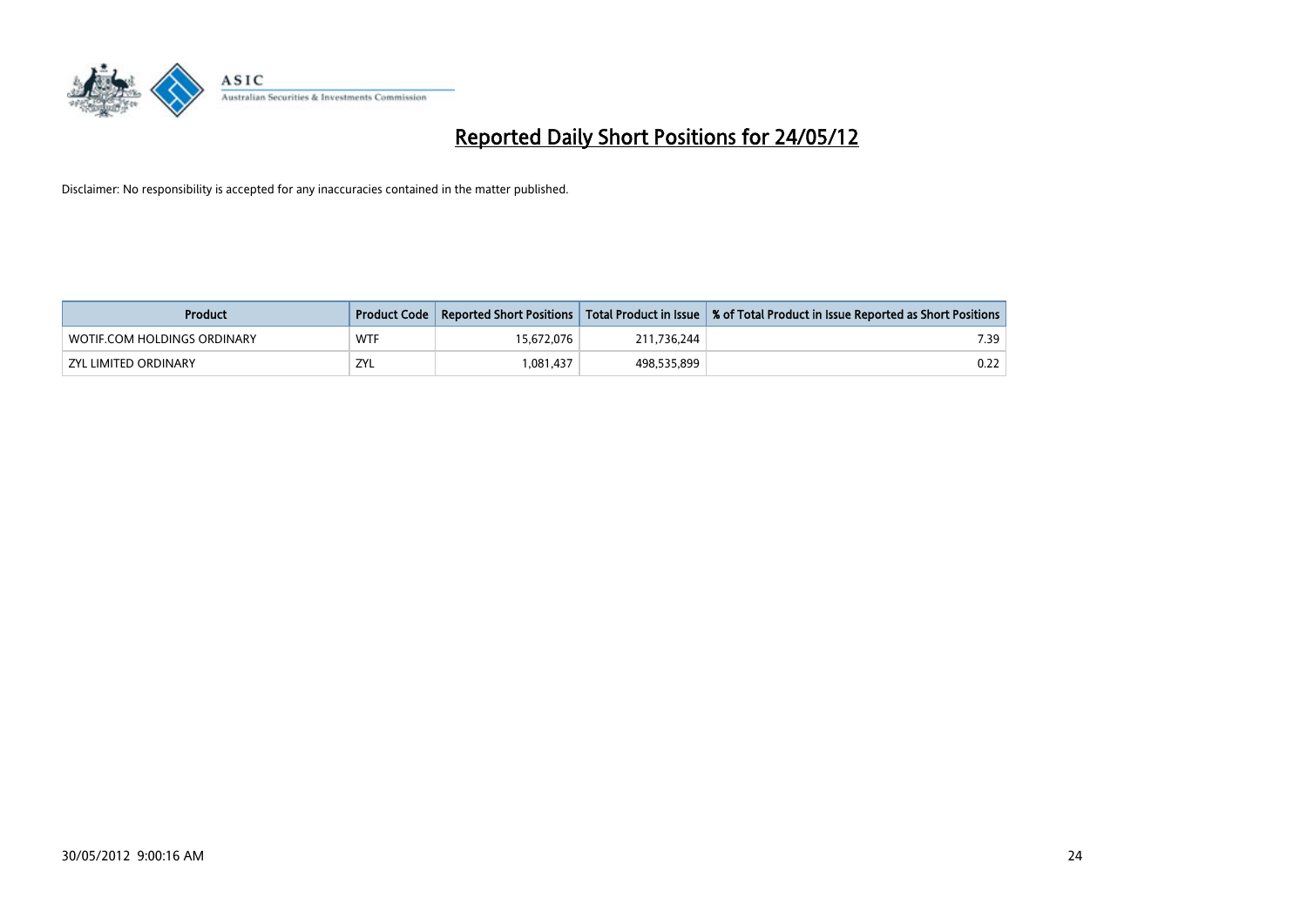# Reported Daily Short Positions for 24/05/12

Disclaimer: No responsibility is accepted for any inaccuracies contained in the matter published.

| Product | Product Code | Reported Short Positions | Total Product in Issue | % of Total Product in Issue Reported as Short Positions |
|---|---|---|---|---|
| WOTIF.COM HOLDINGS ORDINARY | WTF | 15,672,076 | 211,736,244 | 7.39 |
| ZYL LIMITED ORDINARY | ZYL | 1,081,437 | 498,535,899 | 0.22 |

30/05/2012 9:00:16 AM